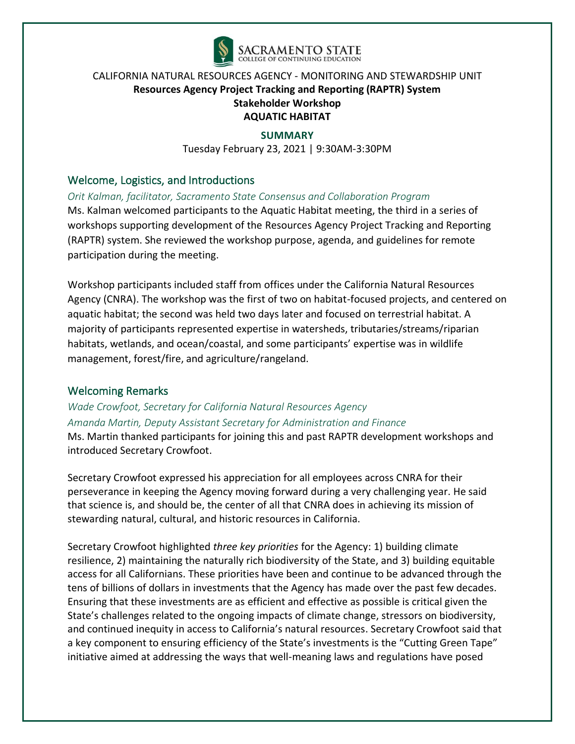SACRAMENTO STATE
COLLEGE OF CONTINUING EDUCATION

CALIFORNIA NATURAL RESOURCES AGENCY - MONITORING AND STEWARDSHIP UNIT

**Resources Agency Project Tracking and Reporting (RAPTR) System**

**Stakeholder Workshop**

**AQUATIC HABITAT**

**SUMMARY**

Tuesday February 23, 2021 | 9:30AM-3:30PM

## Welcome, Logistics, and Introductions

*Orit Kalman, facilitator, Sacramento State Consensus and Collaboration Program*

Ms. Kalman welcomed participants to the Aquatic Habitat meeting, the third in a series of workshops supporting development of the Resources Agency Project Tracking and Reporting (RAPTR) system. She reviewed the workshop purpose, agenda, and guidelines for remote participation during the meeting.

Workshop participants included staff from offices under the California Natural Resources Agency (CNRA). The workshop was the first of two on habitat-focused projects, and centered on aquatic habitat; the second was held two days later and focused on terrestrial habitat. A majority of participants represented expertise in watersheds, tributaries/streams/riparian habitats, wetlands, and ocean/coastal, and some participants' expertise was in wildlife management, forest/fire, and agriculture/rangeland.

## Welcoming Remarks

*Wade Crowfoot, Secretary for California Natural Resources Agency*

*Amanda Martin, Deputy Assistant Secretary for Administration and Finance*

Ms. Martin thanked participants for joining this and past RAPTR development workshops and introduced Secretary Crowfoot.

Secretary Crowfoot expressed his appreciation for all employees across CNRA for their perseverance in keeping the Agency moving forward during a very challenging year. He said that science is, and should be, the center of all that CNRA does in achieving its mission of stewarding natural, cultural, and historic resources in California.

Secretary Crowfoot highlighted *three key priorities* for the Agency: 1) building climate resilience, 2) maintaining the naturally rich biodiversity of the State, and 3) building equitable access for all Californians. These priorities have been and continue to be advanced through the tens of billions of dollars in investments that the Agency has made over the past few decades. Ensuring that these investments are as efficient and effective as possible is critical given the State's challenges related to the ongoing impacts of climate change, stressors on biodiversity, and continued inequity in access to California's natural resources. Secretary Crowfoot said that a key component to ensuring efficiency of the State's investments is the "Cutting Green Tape" initiative aimed at addressing the ways that well-meaning laws and regulations have posed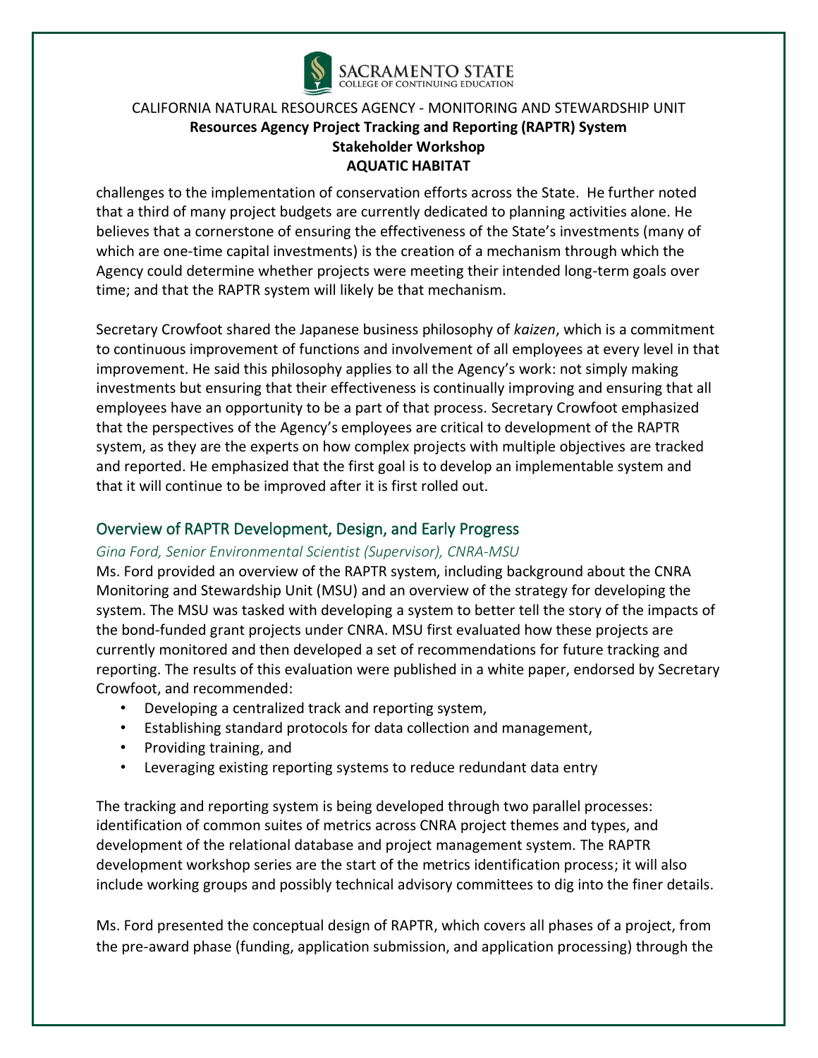challenges to the implementation of conservation efforts across the State. He further noted that a third of many project budgets are currently dedicated to planning activities alone. He believes that a cornerstone of ensuring the effectiveness of the State's investments (many of which are one-time capital investments) is the creation of a mechanism through which the Agency could determine whether projects were meeting their intended long-term goals over time; and that the RAPTR system will likely be that mechanism.

Secretary Crowfoot shared the Japanese business philosophy of *kaizen*, which is a commitment to continuous improvement of functions and involvement of all employees at every level in that improvement. He said this philosophy applies to all the Agency's work: not simply making investments but ensuring that their effectiveness is continually improving and ensuring that all employees have an opportunity to be a part of that process. Secretary Crowfoot emphasized that the perspectives of the Agency's employees are critical to development of the RAPTR system, as they are the experts on how complex projects with multiple objectives are tracked and reported. He emphasized that the first goal is to develop an implementable system and that it will continue to be improved after it is first rolled out.

## Overview of RAPTR Development, Design, and Early Progress

*Gina Ford, Senior Environmental Scientist (Supervisor), CNRA-MSU*

Ms. Ford provided an overview of the RAPTR system, including background about the CNRA Monitoring and Stewardship Unit (MSU) and an overview of the strategy for developing the system. The MSU was tasked with developing a system to better tell the story of the impacts of the bond-funded grant projects under CNRA. MSU first evaluated how these projects are currently monitored and then developed a set of recommendations for future tracking and reporting. The results of this evaluation were published in a white paper, endorsed by Secretary Crowfoot, and recommended:

- Developing a centralized track and reporting system,
- Establishing standard protocols for data collection and management,
- Providing training, and
- Leveraging existing reporting systems to reduce redundant data entry

The tracking and reporting system is being developed through two parallel processes: identification of common suites of metrics across CNRA project themes and types, and development of the relational database and project management system. The RAPTR development workshop series are the start of the metrics identification process; it will also include working groups and possibly technical advisory committees to dig into the finer details.

Ms. Ford presented the conceptual design of RAPTR, which covers all phases of a project, from the pre-award phase (funding, application submission, and application processing) through the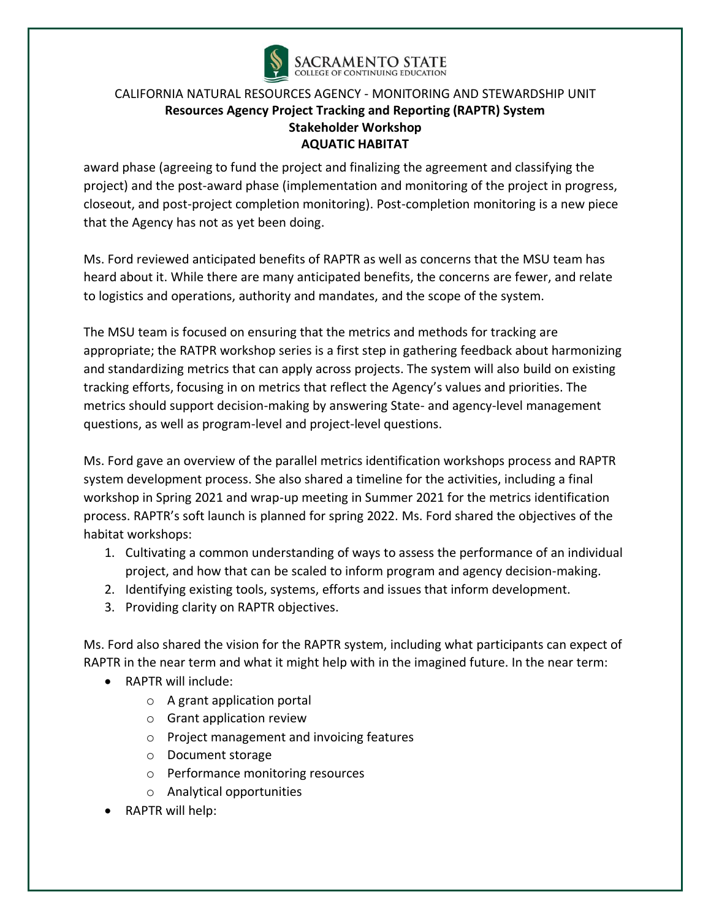award phase (agreeing to fund the project and finalizing the agreement and classifying the project) and the post-award phase (implementation and monitoring of the project in progress, closeout, and post-project completion monitoring). Post-completion monitoring is a new piece that the Agency has not as yet been doing.

Ms. Ford reviewed anticipated benefits of RAPTR as well as concerns that the MSU team has heard about it. While there are many anticipated benefits, the concerns are fewer, and relate to logistics and operations, authority and mandates, and the scope of the system.

The MSU team is focused on ensuring that the metrics and methods for tracking are appropriate; the RATPR workshop series is a first step in gathering feedback about harmonizing and standardizing metrics that can apply across projects. The system will also build on existing tracking efforts, focusing in on metrics that reflect the Agency's values and priorities. The metrics should support decision-making by answering State- and agency-level management questions, as well as program-level and project-level questions.

Ms. Ford gave an overview of the parallel metrics identification workshops process and RAPTR system development process. She also shared a timeline for the activities, including a final workshop in Spring 2021 and wrap-up meeting in Summer 2021 for the metrics identification process. RAPTR's soft launch is planned for spring 2022. Ms. Ford shared the objectives of the habitat workshops:

1. Cultivating a common understanding of ways to assess the performance of an individual project, and how that can be scaled to inform program and agency decision-making.
2. Identifying existing tools, systems, efforts and issues that inform development.
3. Providing clarity on RAPTR objectives.

Ms. Ford also shared the vision for the RAPTR system, including what participants can expect of RAPTR in the near term and what it might help with in the imagined future. In the near term:

- RAPTR will include:
  - A grant application portal
  - Grant application review
  - Project management and invoicing features
  - Document storage
  - Performance monitoring resources
  - Analytical opportunities
- RAPTR will help: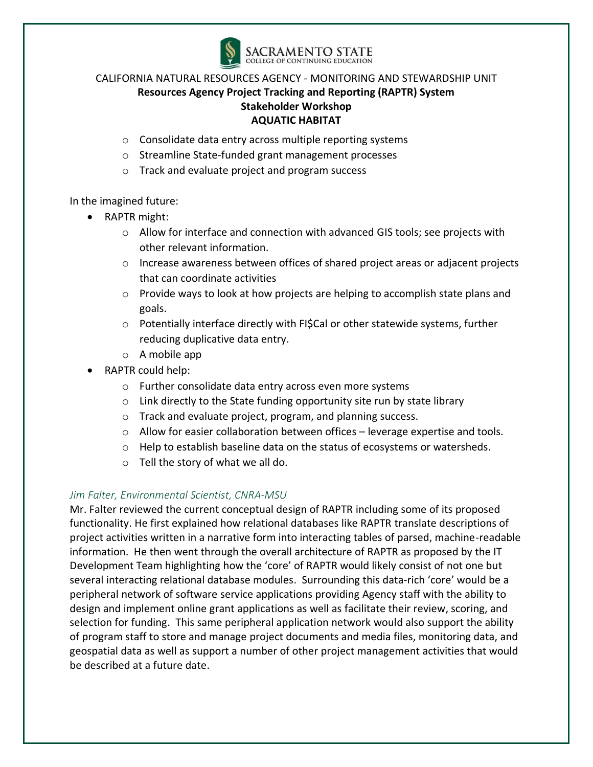- Consolidate data entry across multiple reporting systems
    - Streamline State-funded grant management processes
    - Track and evaluate project and program success

In the imagined future:

- RAPTR might:
    - Allow for interface and connection with advanced GIS tools; see projects with other relevant information.
    - Increase awareness between offices of shared project areas or adjacent projects that can coordinate activities
    - Provide ways to look at how projects are helping to accomplish state plans and goals.
    - Potentially interface directly with FI$Cal or other statewide systems, further reducing duplicative data entry.
    - A mobile app
- RAPTR could help:
    - Further consolidate data entry across even more systems
    - Link directly to the State funding opportunity site run by state library
    - Track and evaluate project, program, and planning success.
    - Allow for easier collaboration between offices – leverage expertise and tools.
    - Help to establish baseline data on the status of ecosystems or watersheds.
    - Tell the story of what we all do.

*Jim Falter, Environmental Scientist, CNRA-MSU*

Mr. Falter reviewed the current conceptual design of RAPTR including some of its proposed functionality. He first explained how relational databases like RAPTR translate descriptions of project activities written in a narrative form into interacting tables of parsed, machine-readable information. He then went through the overall architecture of RAPTR as proposed by the IT Development Team highlighting how the 'core' of RAPTR would likely consist of not one but several interacting relational database modules. Surrounding this data-rich 'core' would be a peripheral network of software service applications providing Agency staff with the ability to design and implement online grant applications as well as facilitate their review, scoring, and selection for funding. This same peripheral application network would also support the ability of program staff to store and manage project documents and media files, monitoring data, and geospatial data as well as support a number of other project management activities that would be described at a future date.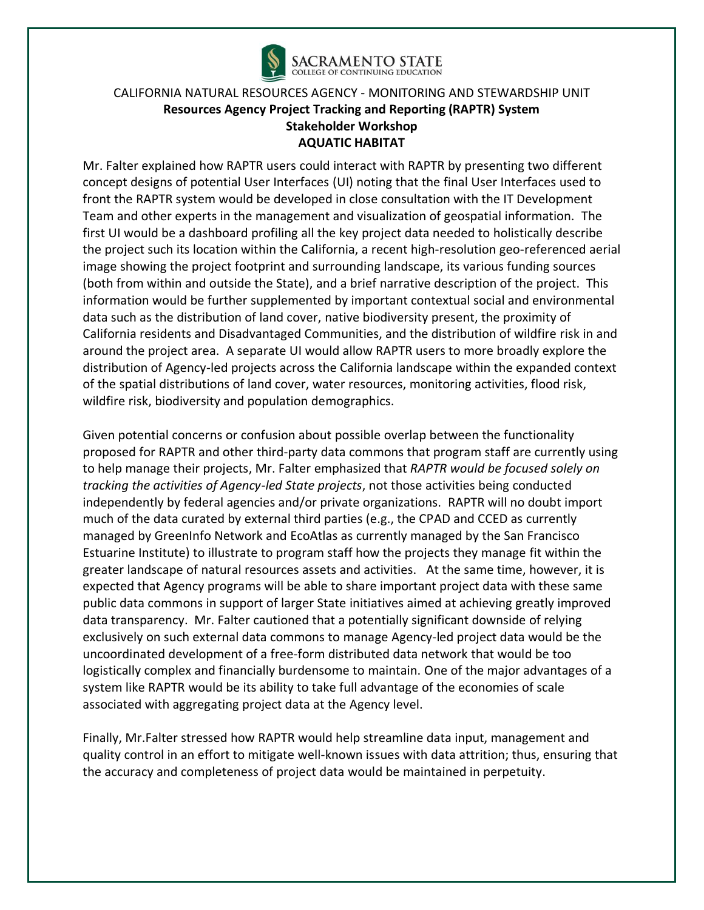SACRAMENTO STATE
COLLEGE OF CONTINUING EDUCATION

CALIFORNIA NATURAL RESOURCES AGENCY - MONITORING AND STEWARDSHIP UNIT

**Resources Agency Project Tracking and Reporting (RAPTR) System**

**Stakeholder Workshop**

**AQUATIC HABITAT**

Mr. Falter explained how RAPTR users could interact with RAPTR by presenting two different concept designs of potential User Interfaces (UI) noting that the final User Interfaces used to front the RAPTR system would be developed in close consultation with the IT Development Team and other experts in the management and visualization of geospatial information. The first UI would be a dashboard profiling all the key project data needed to holistically describe the project such its location within the California, a recent high-resolution geo-referenced aerial image showing the project footprint and surrounding landscape, its various funding sources (both from within and outside the State), and a brief narrative description of the project. This information would be further supplemented by important contextual social and environmental data such as the distribution of land cover, native biodiversity present, the proximity of California residents and Disadvantaged Communities, and the distribution of wildfire risk in and around the project area. A separate UI would allow RAPTR users to more broadly explore the distribution of Agency-led projects across the California landscape within the expanded context of the spatial distributions of land cover, water resources, monitoring activities, flood risk, wildfire risk, biodiversity and population demographics.

Given potential concerns or confusion about possible overlap between the functionality proposed for RAPTR and other third-party data commons that program staff are currently using to help manage their projects, Mr. Falter emphasized that *RAPTR would be focused solely on tracking the activities of Agency-led State projects*, not those activities being conducted independently by federal agencies and/or private organizations. RAPTR will no doubt import much of the data curated by external third parties (e.g., the CPAD and CCED as currently managed by GreenInfo Network and EcoAtlas as currently managed by the San Francisco Estuarine Institute) to illustrate to program staff how the projects they manage fit within the greater landscape of natural resources assets and activities. At the same time, however, it is expected that Agency programs will be able to share important project data with these same public data commons in support of larger State initiatives aimed at achieving greatly improved data transparency. Mr. Falter cautioned that a potentially significant downside of relying exclusively on such external data commons to manage Agency-led project data would be the uncoordinated development of a free-form distributed data network that would be too logistically complex and financially burdensome to maintain. One of the major advantages of a system like RAPTR would be its ability to take full advantage of the economies of scale associated with aggregating project data at the Agency level.

Finally, Mr.Falter stressed how RAPTR would help streamline data input, management and quality control in an effort to mitigate well-known issues with data attrition; thus, ensuring that the accuracy and completeness of project data would be maintained in perpetuity.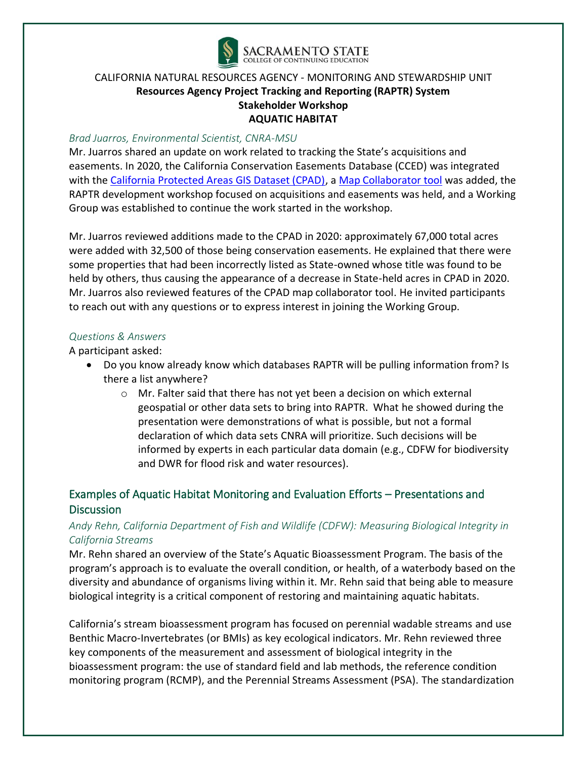SACRAMENTO STATE
COLLEGE OF CONTINUING EDUCATION

CALIFORNIA NATURAL RESOURCES AGENCY - MONITORING AND STEWARDSHIP UNIT

**Resources Agency Project Tracking and Reporting (RAPTR) System**
**Stakeholder Workshop**
**AQUATIC HABITAT**

*Brad Juarros, Environmental Scientist, CNRA-MSU*

Mr. Juarros shared an update on work related to tracking the State's acquisitions and easements. In 2020, the California Conservation Easements Database (CCED) was integrated with the [California Protected Areas GIS Dataset (CPAD)](), a [Map Collaborator tool]() was added, the RAPTR development workshop focused on acquisitions and easements was held, and a Working Group was established to continue the work started in the workshop.

Mr. Juarros reviewed additions made to the CPAD in 2020: approximately 67,000 total acres were added with 32,500 of those being conservation easements. He explained that there were some properties that had been incorrectly listed as State-owned whose title was found to be held by others, thus causing the appearance of a decrease in State-held acres in CPAD in 2020. Mr. Juarros also reviewed features of the CPAD map collaborator tool. He invited participants to reach out with any questions or to express interest in joining the Working Group.

*Questions & Answers*

A participant asked:

- Do you know already know which databases RAPTR will be pulling information from? Is there a list anywhere?
  - Mr. Falter said that there has not yet been a decision on which external geospatial or other data sets to bring into RAPTR. What he showed during the presentation were demonstrations of what is possible, but not a formal declaration of which data sets CNRA will prioritize. Such decisions will be informed by experts in each particular data domain (e.g., CDFW for biodiversity and DWR for flood risk and water resources).

## Examples of Aquatic Habitat Monitoring and Evaluation Efforts – Presentations and Discussion

*Andy Rehn, California Department of Fish and Wildlife (CDFW): Measuring Biological Integrity in California Streams*

Mr. Rehn shared an overview of the State's Aquatic Bioassessment Program. The basis of the program's approach is to evaluate the overall condition, or health, of a waterbody based on the diversity and abundance of organisms living within it. Mr. Rehn said that being able to measure biological integrity is a critical component of restoring and maintaining aquatic habitats.

California's stream bioassessment program has focused on perennial wadable streams and use Benthic Macro-Invertebrates (or BMIs) as key ecological indicators. Mr. Rehn reviewed three key components of the measurement and assessment of biological integrity in the bioassessment program: the use of standard field and lab methods, the reference condition monitoring program (RCMP), and the Perennial Streams Assessment (PSA). The standardization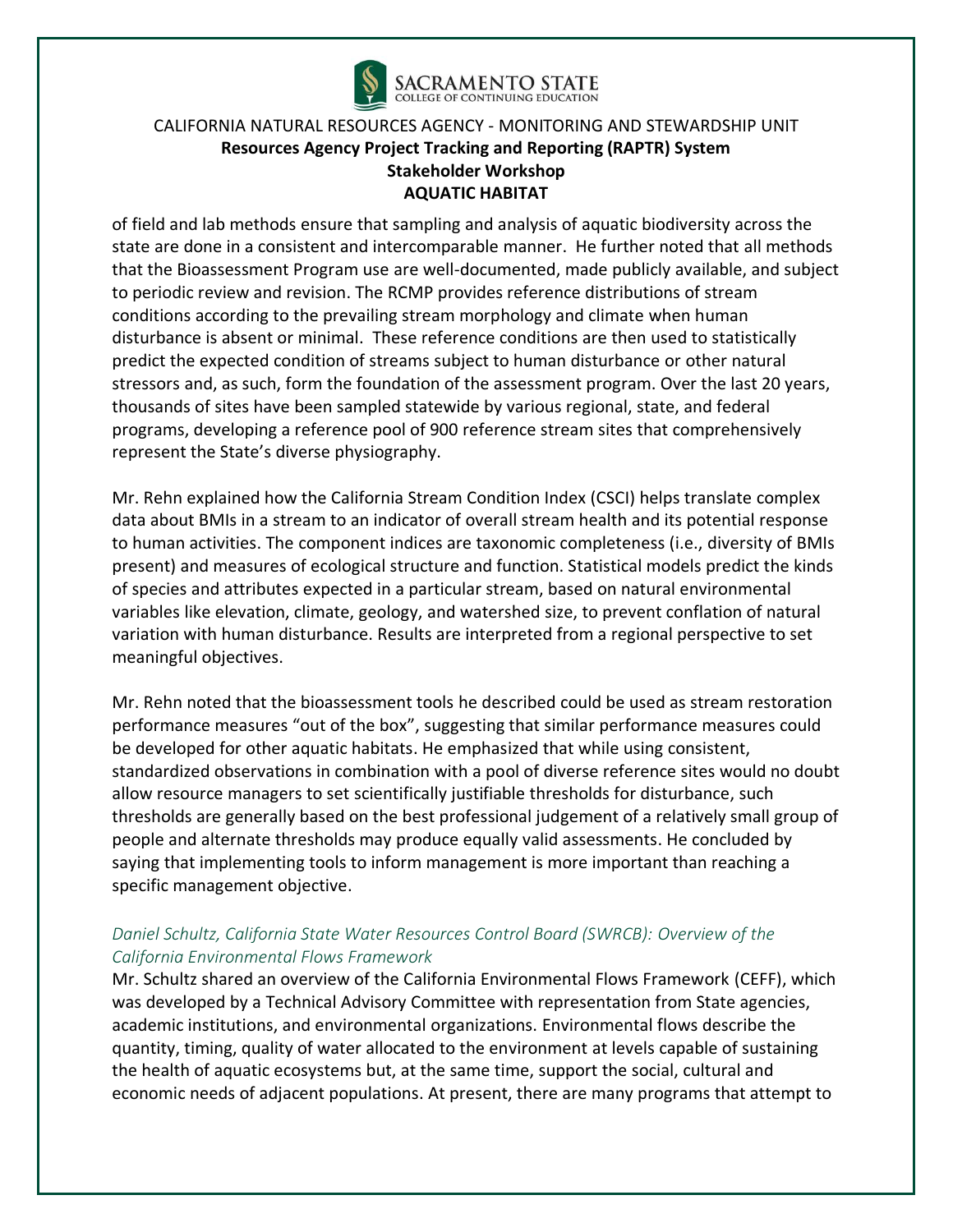of field and lab methods ensure that sampling and analysis of aquatic biodiversity across the state are done in a consistent and intercomparable manner. He further noted that all methods that the Bioassessment Program use are well-documented, made publicly available, and subject to periodic review and revision. The RCMP provides reference distributions of stream conditions according to the prevailing stream morphology and climate when human disturbance is absent or minimal. These reference conditions are then used to statistically predict the expected condition of streams subject to human disturbance or other natural stressors and, as such, form the foundation of the assessment program. Over the last 20 years, thousands of sites have been sampled statewide by various regional, state, and federal programs, developing a reference pool of 900 reference stream sites that comprehensively represent the State's diverse physiography.

Mr. Rehn explained how the California Stream Condition Index (CSCI) helps translate complex data about BMIs in a stream to an indicator of overall stream health and its potential response to human activities. The component indices are taxonomic completeness (i.e., diversity of BMIs present) and measures of ecological structure and function. Statistical models predict the kinds of species and attributes expected in a particular stream, based on natural environmental variables like elevation, climate, geology, and watershed size, to prevent conflation of natural variation with human disturbance. Results are interpreted from a regional perspective to set meaningful objectives.

Mr. Rehn noted that the bioassessment tools he described could be used as stream restoration performance measures "out of the box", suggesting that similar performance measures could be developed for other aquatic habitats. He emphasized that while using consistent, standardized observations in combination with a pool of diverse reference sites would no doubt allow resource managers to set scientifically justifiable thresholds for disturbance, such thresholds are generally based on the best professional judgement of a relatively small group of people and alternate thresholds may produce equally valid assessments. He concluded by saying that implementing tools to inform management is more important than reaching a specific management objective.

*Daniel Schultz, California State Water Resources Control Board (SWRCB): Overview of the California Environmental Flows Framework*

Mr. Schultz shared an overview of the California Environmental Flows Framework (CEFF), which was developed by a Technical Advisory Committee with representation from State agencies, academic institutions, and environmental organizations. Environmental flows describe the quantity, timing, quality of water allocated to the environment at levels capable of sustaining the health of aquatic ecosystems but, at the same time, support the social, cultural and economic needs of adjacent populations. At present, there are many programs that attempt to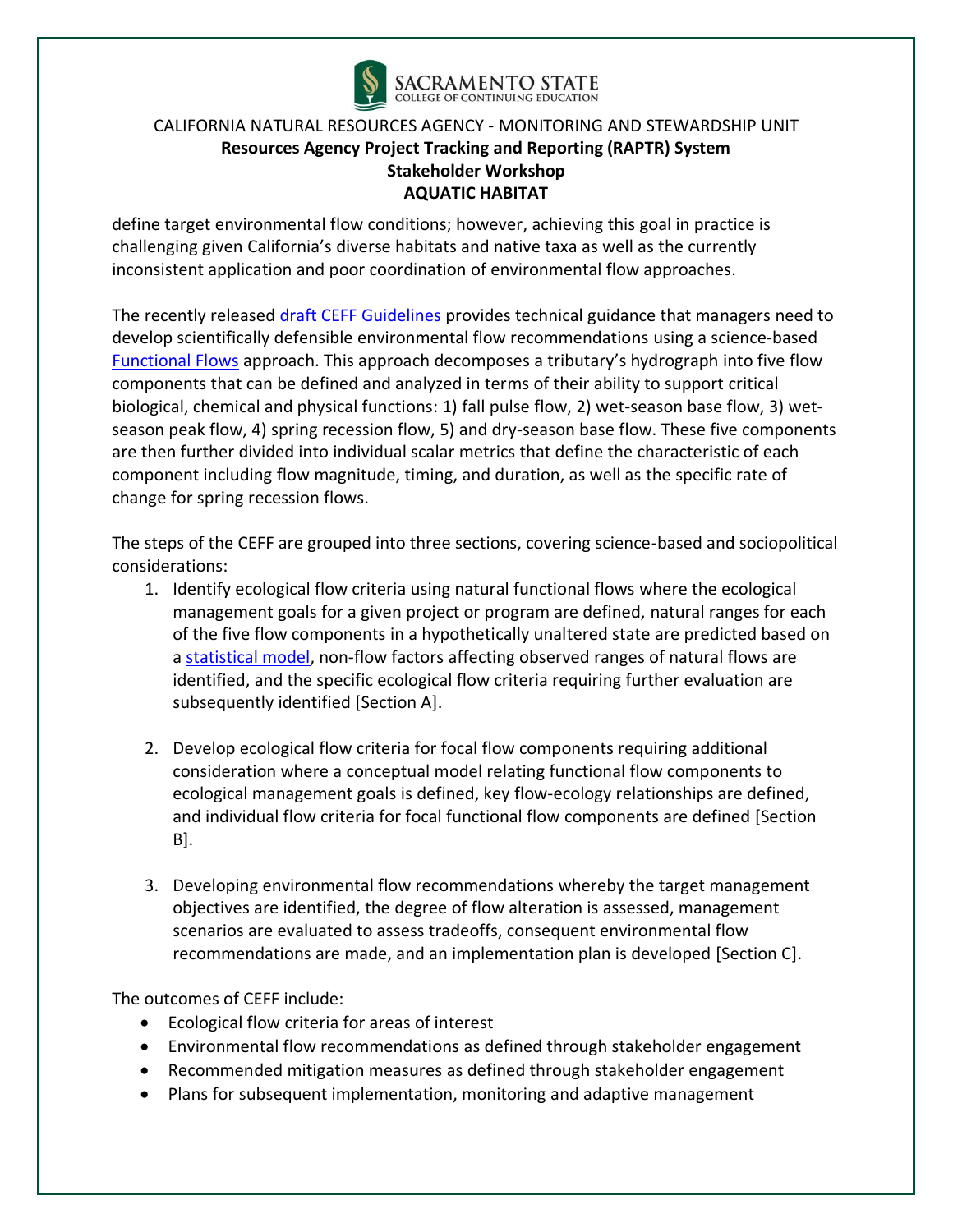define target environmental flow conditions; however, achieving this goal in practice is challenging given California's diverse habitats and native taxa as well as the currently inconsistent application and poor coordination of environmental flow approaches.

The recently released draft CEFF Guidelines provides technical guidance that managers need to develop scientifically defensible environmental flow recommendations using a science-based Functional Flows approach. This approach decomposes a tributary's hydrograph into five flow components that can be defined and analyzed in terms of their ability to support critical biological, chemical and physical functions: 1) fall pulse flow, 2) wet-season base flow, 3) wet-season peak flow, 4) spring recession flow, 5) and dry-season base flow. These five components are then further divided into individual scalar metrics that define the characteristic of each component including flow magnitude, timing, and duration, as well as the specific rate of change for spring recession flows.

The steps of the CEFF are grouped into three sections, covering science-based and sociopolitical considerations:

1. Identify ecological flow criteria using natural functional flows where the ecological management goals for a given project or program are defined, natural ranges for each of the five flow components in a hypothetically unaltered state are predicted based on a statistical model, non-flow factors affecting observed ranges of natural flows are identified, and the specific ecological flow criteria requiring further evaluation are subsequently identified [Section A].

2. Develop ecological flow criteria for focal flow components requiring additional consideration where a conceptual model relating functional flow components to ecological management goals is defined, key flow-ecology relationships are defined, and individual flow criteria for focal functional flow components are defined [Section B].

3. Developing environmental flow recommendations whereby the target management objectives are identified, the degree of flow alteration is assessed, management scenarios are evaluated to assess tradeoffs, consequent environmental flow recommendations are made, and an implementation plan is developed [Section C].

The outcomes of CEFF include:

- Ecological flow criteria for areas of interest
- Environmental flow recommendations as defined through stakeholder engagement
- Recommended mitigation measures as defined through stakeholder engagement
- Plans for subsequent implementation, monitoring and adaptive management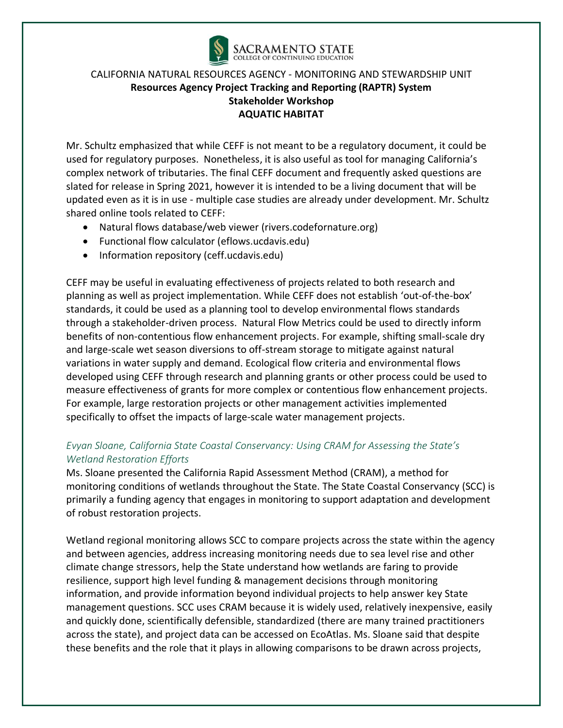Mr. Schultz emphasized that while CEFF is not meant to be a regulatory document, it could be used for regulatory purposes. Nonetheless, it is also useful as tool for managing California's complex network of tributaries. The final CEFF document and frequently asked questions are slated for release in Spring 2021, however it is intended to be a living document that will be updated even as it is in use - multiple case studies are already under development. Mr. Schultz shared online tools related to CEFF:

- Natural flows database/web viewer (rivers.codefornature.org)
- Functional flow calculator (eflows.ucdavis.edu)
- Information repository (ceff.ucdavis.edu)

CEFF may be useful in evaluating effectiveness of projects related to both research and planning as well as project implementation. While CEFF does not establish 'out-of-the-box' standards, it could be used as a planning tool to develop environmental flows standards through a stakeholder-driven process. Natural Flow Metrics could be used to directly inform benefits of non-contentious flow enhancement projects. For example, shifting small-scale dry and large-scale wet season diversions to off-stream storage to mitigate against natural variations in water supply and demand. Ecological flow criteria and environmental flows developed using CEFF through research and planning grants or other process could be used to measure effectiveness of grants for more complex or contentious flow enhancement projects. For example, large restoration projects or other management activities implemented specifically to offset the impacts of large-scale water management projects.

### *Evyan Sloane, California State Coastal Conservancy: Using CRAM for Assessing the State's Wetland Restoration Efforts*

Ms. Sloane presented the California Rapid Assessment Method (CRAM), a method for monitoring conditions of wetlands throughout the State. The State Coastal Conservancy (SCC) is primarily a funding agency that engages in monitoring to support adaptation and development of robust restoration projects.

Wetland regional monitoring allows SCC to compare projects across the state within the agency and between agencies, address increasing monitoring needs due to sea level rise and other climate change stressors, help the State understand how wetlands are faring to provide resilience, support high level funding & management decisions through monitoring information, and provide information beyond individual projects to help answer key State management questions. SCC uses CRAM because it is widely used, relatively inexpensive, easily and quickly done, scientifically defensible, standardized (there are many trained practitioners across the state), and project data can be accessed on EcoAtlas. Ms. Sloane said that despite these benefits and the role that it plays in allowing comparisons to be drawn across projects,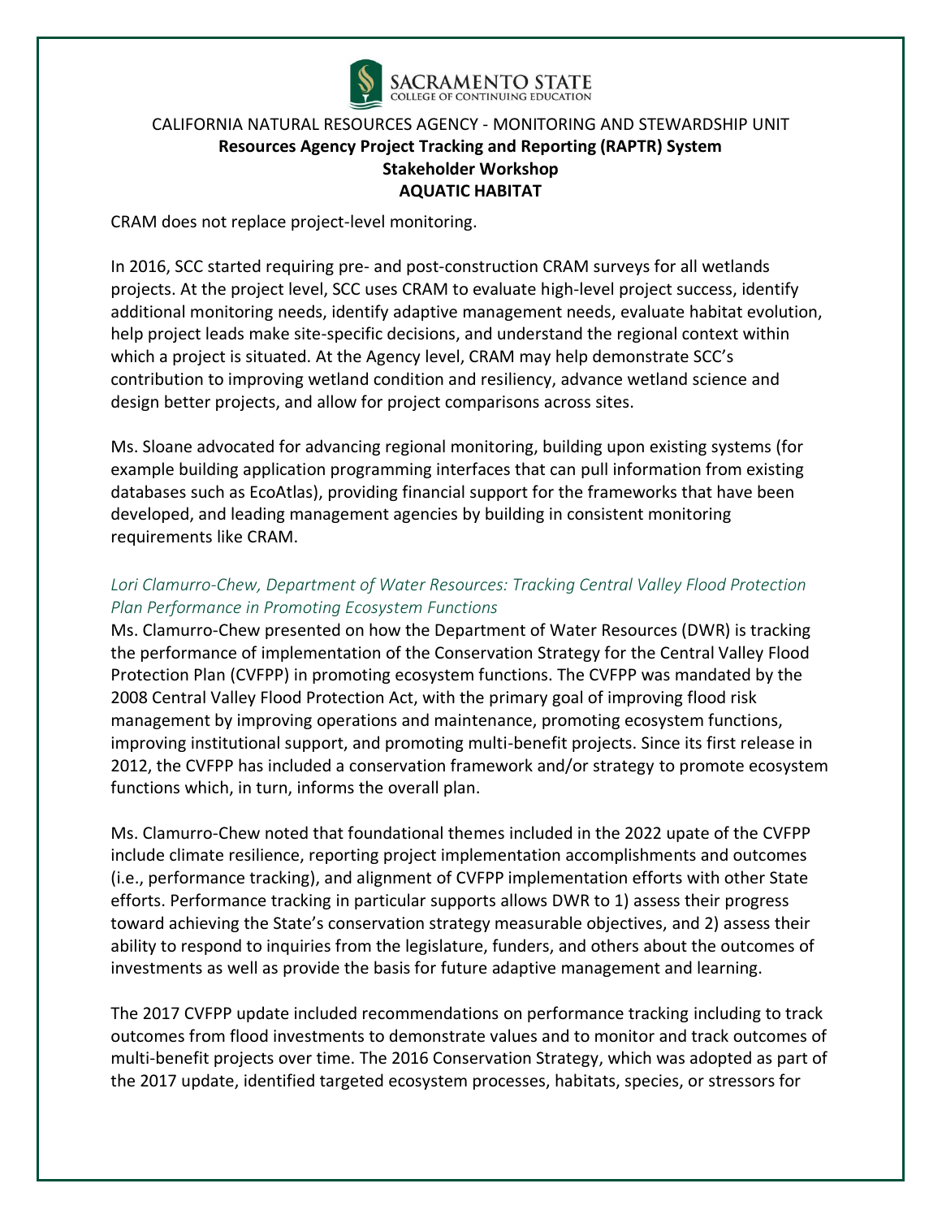CRAM does not replace project-level monitoring.

In 2016, SCC started requiring pre- and post-construction CRAM surveys for all wetlands projects. At the project level, SCC uses CRAM to evaluate high-level project success, identify additional monitoring needs, identify adaptive management needs, evaluate habitat evolution, help project leads make site-specific decisions, and understand the regional context within which a project is situated. At the Agency level, CRAM may help demonstrate SCC's contribution to improving wetland condition and resiliency, advance wetland science and design better projects, and allow for project comparisons across sites.

Ms. Sloane advocated for advancing regional monitoring, building upon existing systems (for example building application programming interfaces that can pull information from existing databases such as EcoAtlas), providing financial support for the frameworks that have been developed, and leading management agencies by building in consistent monitoring requirements like CRAM.

*Lori Clamurro-Chew, Department of Water Resources: Tracking Central Valley Flood Protection Plan Performance in Promoting Ecosystem Functions*

Ms. Clamurro-Chew presented on how the Department of Water Resources (DWR) is tracking the performance of implementation of the Conservation Strategy for the Central Valley Flood Protection Plan (CVFPP) in promoting ecosystem functions. The CVFPP was mandated by the 2008 Central Valley Flood Protection Act, with the primary goal of improving flood risk management by improving operations and maintenance, promoting ecosystem functions, improving institutional support, and promoting multi-benefit projects. Since its first release in 2012, the CVFPP has included a conservation framework and/or strategy to promote ecosystem functions which, in turn, informs the overall plan.

Ms. Clamurro-Chew noted that foundational themes included in the 2022 upate of the CVFPP include climate resilience, reporting project implementation accomplishments and outcomes (i.e., performance tracking), and alignment of CVFPP implementation efforts with other State efforts. Performance tracking in particular supports allows DWR to 1) assess their progress toward achieving the State's conservation strategy measurable objectives, and 2) assess their ability to respond to inquiries from the legislature, funders, and others about the outcomes of investments as well as provide the basis for future adaptive management and learning.

The 2017 CVFPP update included recommendations on performance tracking including to track outcomes from flood investments to demonstrate values and to monitor and track outcomes of multi-benefit projects over time. The 2016 Conservation Strategy, which was adopted as part of the 2017 update, identified targeted ecosystem processes, habitats, species, or stressors for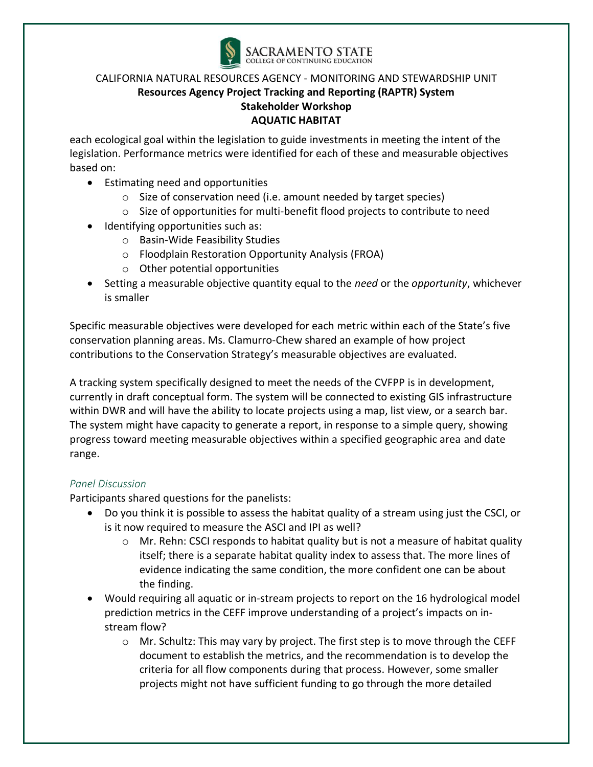each ecological goal within the legislation to guide investments in meeting the intent of the legislation. Performance metrics were identified for each of these and measurable objectives based on:

- Estimating need and opportunities
  - Size of conservation need (i.e. amount needed by target species)
  - Size of opportunities for multi-benefit flood projects to contribute to need
- Identifying opportunities such as:
  - Basin-Wide Feasibility Studies
  - Floodplain Restoration Opportunity Analysis (FROA)
  - Other potential opportunities
- Setting a measurable objective quantity equal to the *need* or the *opportunity*, whichever is smaller

Specific measurable objectives were developed for each metric within each of the State's five conservation planning areas. Ms. Clamurro-Chew shared an example of how project contributions to the Conservation Strategy's measurable objectives are evaluated.

A tracking system specifically designed to meet the needs of the CVFPP is in development, currently in draft conceptual form. The system will be connected to existing GIS infrastructure within DWR and will have the ability to locate projects using a map, list view, or a search bar. The system might have capacity to generate a report, in response to a simple query, showing progress toward meeting measurable objectives within a specified geographic area and date range.

*Panel Discussion*

Participants shared questions for the panelists:

- Do you think it is possible to assess the habitat quality of a stream using just the CSCI, or is it now required to measure the ASCI and IPI as well?
  - Mr. Rehn: CSCI responds to habitat quality but is not a measure of habitat quality itself; there is a separate habitat quality index to assess that. The more lines of evidence indicating the same condition, the more confident one can be about the finding.
- Would requiring all aquatic or in-stream projects to report on the 16 hydrological model prediction metrics in the CEFF improve understanding of a project's impacts on in-stream flow?
  - Mr. Schultz: This may vary by project. The first step is to move through the CEFF document to establish the metrics, and the recommendation is to develop the criteria for all flow components during that process. However, some smaller projects might not have sufficient funding to go through the more detailed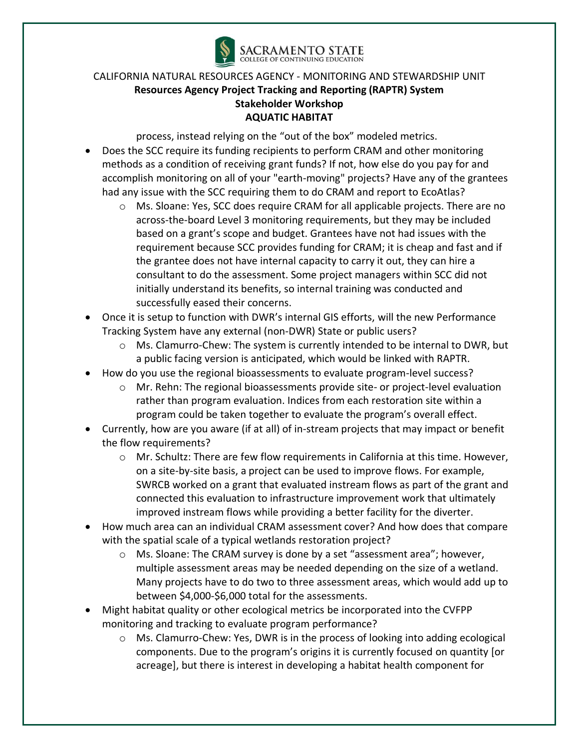process, instead relying on the "out of the box" modeled metrics.

- Does the SCC require its funding recipients to perform CRAM and other monitoring methods as a condition of receiving grant funds? If not, how else do you pay for and accomplish monitoring on all of your "earth-moving" projects? Have any of the grantees had any issue with the SCC requiring them to do CRAM and report to EcoAtlas?
    - Ms. Sloane: Yes, SCC does require CRAM for all applicable projects. There are no across-the-board Level 3 monitoring requirements, but they may be included based on a grant's scope and budget. Grantees have not had issues with the requirement because SCC provides funding for CRAM; it is cheap and fast and if the grantee does not have internal capacity to carry it out, they can hire a consultant to do the assessment. Some project managers within SCC did not initially understand its benefits, so internal training was conducted and successfully eased their concerns.
- Once it is setup to function with DWR's internal GIS efforts, will the new Performance Tracking System have any external (non-DWR) State or public users?
    - Ms. Clamurro-Chew: The system is currently intended to be internal to DWR, but a public facing version is anticipated, which would be linked with RAPTR.
- How do you use the regional bioassessments to evaluate program-level success?
    - Mr. Rehn: The regional bioassessments provide site- or project-level evaluation rather than program evaluation. Indices from each restoration site within a program could be taken together to evaluate the program's overall effect.
- Currently, how are you aware (if at all) of in-stream projects that may impact or benefit the flow requirements?
    - Mr. Schultz: There are few flow requirements in California at this time. However, on a site-by-site basis, a project can be used to improve flows. For example, SWRCB worked on a grant that evaluated instream flows as part of the grant and connected this evaluation to infrastructure improvement work that ultimately improved instream flows while providing a better facility for the diverter.
- How much area can an individual CRAM assessment cover? And how does that compare with the spatial scale of a typical wetlands restoration project?
    - Ms. Sloane: The CRAM survey is done by a set "assessment area"; however, multiple assessment areas may be needed depending on the size of a wetland. Many projects have to do two to three assessment areas, which would add up to between $4,000-$6,000 total for the assessments.
- Might habitat quality or other ecological metrics be incorporated into the CVFPP monitoring and tracking to evaluate program performance?
    - Ms. Clamurro-Chew: Yes, DWR is in the process of looking into adding ecological components. Due to the program's origins it is currently focused on quantity [or acreage], but there is interest in developing a habitat health component for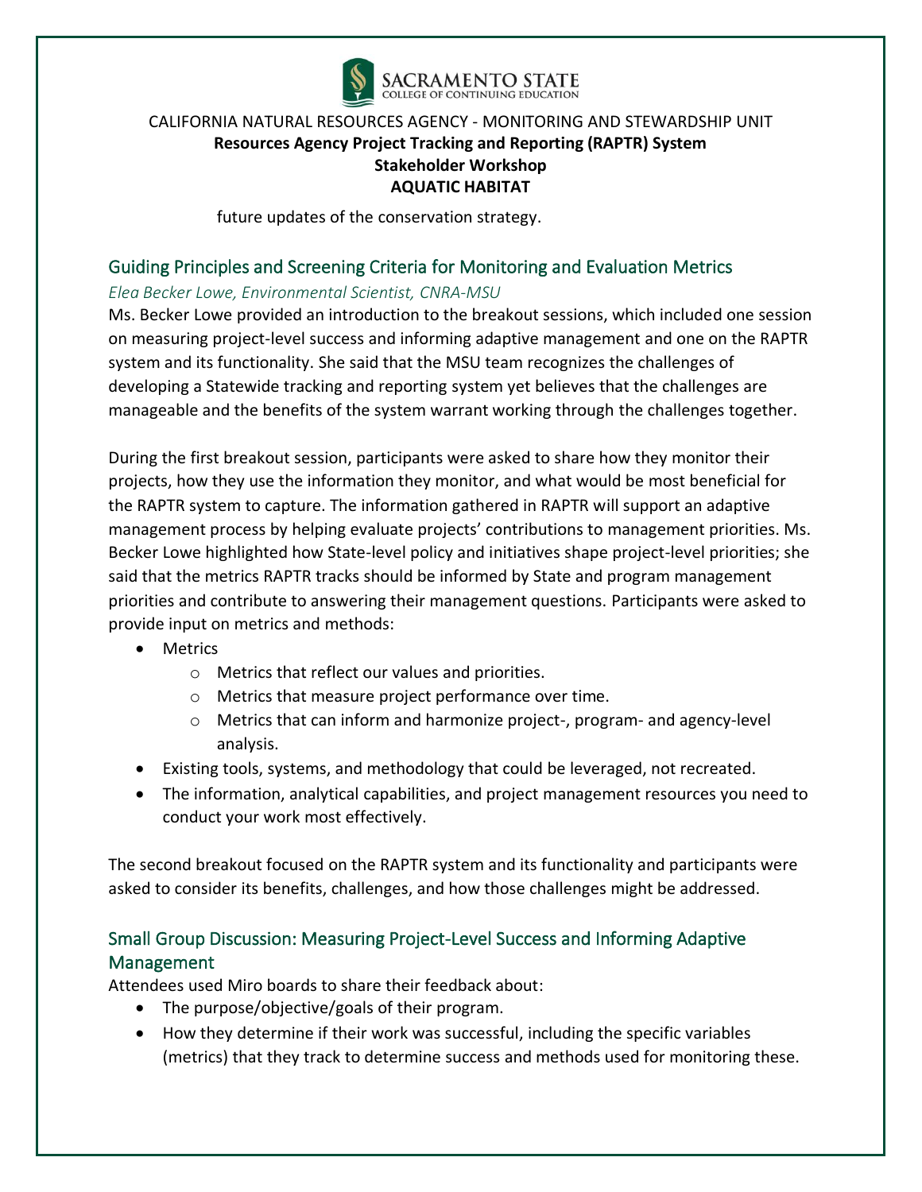future updates of the conservation strategy.

## Guiding Principles and Screening Criteria for Monitoring and Evaluation Metrics

*Elea Becker Lowe, Environmental Scientist, CNRA-MSU*

Ms. Becker Lowe provided an introduction to the breakout sessions, which included one session on measuring project-level success and informing adaptive management and one on the RAPTR system and its functionality. She said that the MSU team recognizes the challenges of developing a Statewide tracking and reporting system yet believes that the challenges are manageable and the benefits of the system warrant working through the challenges together.

During the first breakout session, participants were asked to share how they monitor their projects, how they use the information they monitor, and what would be most beneficial for the RAPTR system to capture. The information gathered in RAPTR will support an adaptive management process by helping evaluate projects' contributions to management priorities. Ms. Becker Lowe highlighted how State-level policy and initiatives shape project-level priorities; she said that the metrics RAPTR tracks should be informed by State and program management priorities and contribute to answering their management questions. Participants were asked to provide input on metrics and methods:

- Metrics
    - Metrics that reflect our values and priorities.
    - Metrics that measure project performance over time.
    - Metrics that can inform and harmonize project-, program- and agency-level analysis.
- Existing tools, systems, and methodology that could be leveraged, not recreated.
- The information, analytical capabilities, and project management resources you need to conduct your work most effectively.

The second breakout focused on the RAPTR system and its functionality and participants were asked to consider its benefits, challenges, and how those challenges might be addressed.

## Small Group Discussion: Measuring Project-Level Success and Informing Adaptive Management

Attendees used Miro boards to share their feedback about:

- The purpose/objective/goals of their program.
- How they determine if their work was successful, including the specific variables (metrics) that they track to determine success and methods used for monitoring these.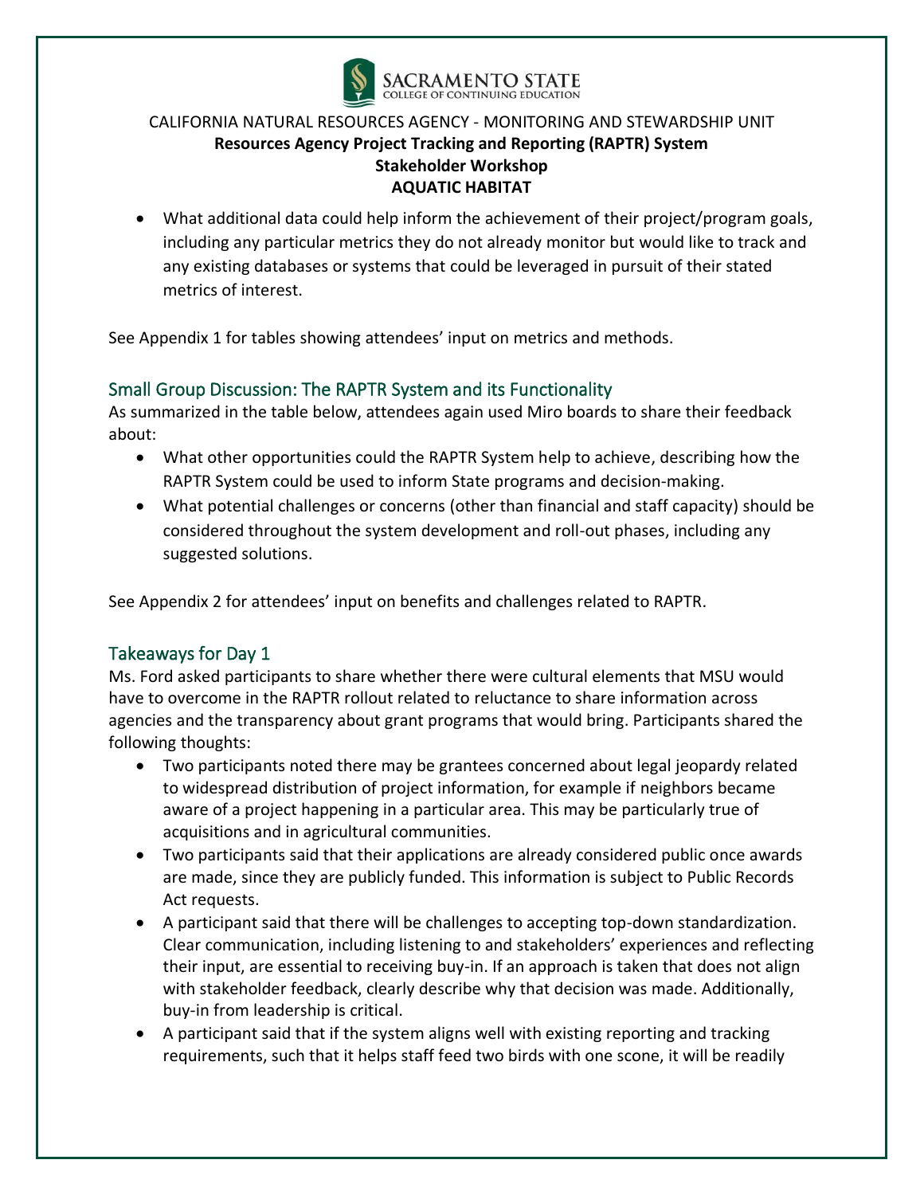- What additional data could help inform the achievement of their project/program goals, including any particular metrics they do not already monitor but would like to track and any existing databases or systems that could be leveraged in pursuit of their stated metrics of interest.

See Appendix 1 for tables showing attendees' input on metrics and methods.

## Small Group Discussion: The RAPTR System and its Functionality

As summarized in the table below, attendees again used Miro boards to share their feedback about:

- What other opportunities could the RAPTR System help to achieve, describing how the RAPTR System could be used to inform State programs and decision-making.
- What potential challenges or concerns (other than financial and staff capacity) should be considered throughout the system development and roll-out phases, including any suggested solutions.

See Appendix 2 for attendees' input on benefits and challenges related to RAPTR.

## Takeaways for Day 1

Ms. Ford asked participants to share whether there were cultural elements that MSU would have to overcome in the RAPTR rollout related to reluctance to share information across agencies and the transparency about grant programs that would bring. Participants shared the following thoughts:

- Two participants noted there may be grantees concerned about legal jeopardy related to widespread distribution of project information, for example if neighbors became aware of a project happening in a particular area. This may be particularly true of acquisitions and in agricultural communities.
- Two participants said that their applications are already considered public once awards are made, since they are publicly funded. This information is subject to Public Records Act requests.
- A participant said that there will be challenges to accepting top-down standardization. Clear communication, including listening to and stakeholders' experiences and reflecting their input, are essential to receiving buy-in. If an approach is taken that does not align with stakeholder feedback, clearly describe why that decision was made. Additionally, buy-in from leadership is critical.
- A participant said that if the system aligns well with existing reporting and tracking requirements, such that it helps staff feed two birds with one scone, it will be readily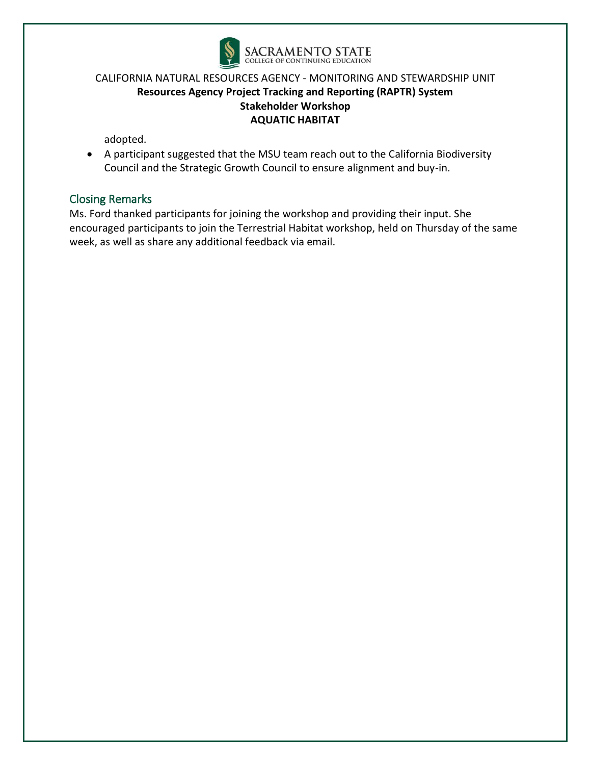adopted.

- A participant suggested that the MSU team reach out to the California Biodiversity Council and the Strategic Growth Council to ensure alignment and buy-in.

## Closing Remarks

Ms. Ford thanked participants for joining the workshop and providing their input. She encouraged participants to join the Terrestrial Habitat workshop, held on Thursday of the same week, as well as share any additional feedback via email.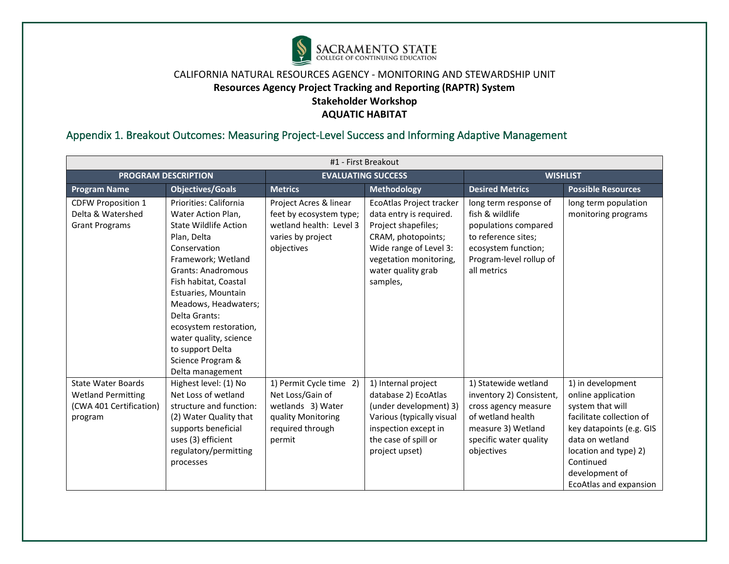SACRAMENTO STATE
COLLEGE OF CONTINUING EDUCATION

CALIFORNIA NATURAL RESOURCES AGENCY - MONITORING AND STEWARDSHIP UNIT

**Resources Agency Project Tracking and Reporting (RAPTR) System**

**Stakeholder Workshop**

**AQUATIC HABITAT**

## Appendix 1. Breakout Outcomes: Measuring Project-Level Success and Informing Adaptive Management

| #1 - First Breakout | | | | | |
|---|---|---|---|---|---|
| **PROGRAM DESCRIPTION** | | **EVALUATING SUCCESS** | | **WISHLIST** | |
| **Program Name** | **Objectives/Goals** | **Metrics** | **Methodology** | **Desired Metrics** | **Possible Resources** |
| CDFW Proposition 1 Delta & Watershed Grant Programs | Priorities: California Water Action Plan, State Wildlife Action Plan, Delta Conservation Framework; Wetland Grants: Anadromous Fish habitat, Coastal Estuaries, Mountain Meadows, Headwaters; Delta Grants: ecosystem restoration, water quality, science to support Delta Science Program & Delta management | Project Acres & linear feet by ecosystem type; wetland health: Level 3 varies by project objectives | EcoAtlas Project tracker data entry is required. Project shapefiles; CRAM, photopoints; Wide range of Level 3: vegetation monitoring, water quality grab samples, | long term response of fish & wildlife populations compared to reference sites; ecosystem function; Program-level rollup of all metrics | long term population monitoring programs |
| State Water Boards Wetland Permitting (CWA 401 Certification) program | Highest level: (1) No Net Loss of wetland structure and function: (2) Water Quality that supports beneficial uses (3) efficient regulatory/permitting processes | 1) Permit Cycle time 2) Net Loss/Gain of wetlands 3) Water quality Monitoring required through permit | 1) Internal project database 2) EcoAtlas (under development) 3) Various (typically visual inspection except in the case of spill or project upset) | 1) Statewide wetland inventory 2) Consistent, cross agency measure of wetland health measure 3) Wetland specific water quality objectives | 1) in development online application system that will facilitate collection of key datapoints (e.g. GIS data on wetland location and type) 2) Continued development of EcoAtlas and expansion |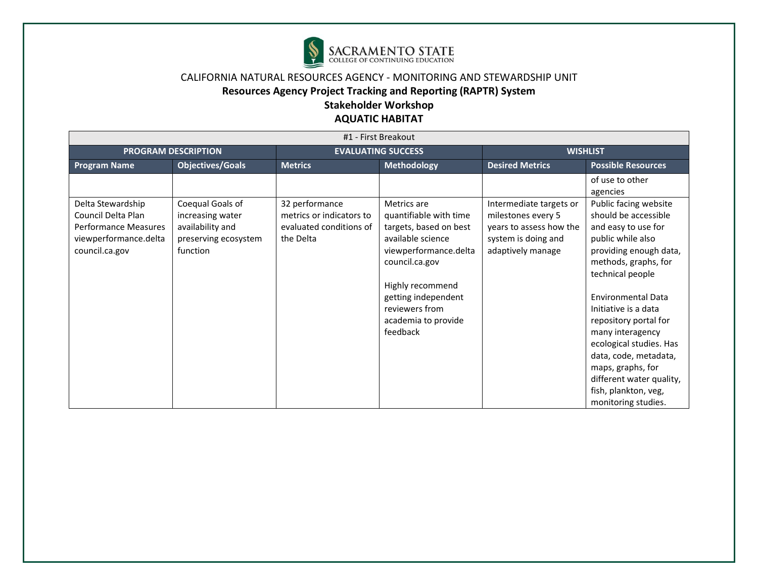CALIFORNIA NATURAL RESOURCES AGENCY - MONITORING AND STEWARDSHIP UNIT

**Resources Agency Project Tracking and Reporting (RAPTR) System**

**Stakeholder Workshop**

**AQUATIC HABITAT**

| #1 - First Breakout | | | | | |
|---|---|---|---|---|---|
| **PROGRAM DESCRIPTION** | | **EVALUATING SUCCESS** | | **WISHLIST** | |
| **Program Name** | **Objectives/Goals** | **Metrics** | **Methodology** | **Desired Metrics** | **Possible Resources** |
| | | | | | of use to other agencies |
| Delta Stewardship Council Delta Plan Performance Measures viewperformance.deltacouncil.ca.gov | Coequal Goals of increasing water availability and preserving ecosystem function | 32 performance metrics or indicators to evaluated conditions of the Delta | Metrics are quantifiable with time targets, based on best available science viewperformance.deltacouncil.ca.gov<br><br>Highly recommend getting independent reviewers from academia to provide feedback | Intermediate targets or milestones every 5 years to assess how the system is doing and adaptively manage | Public facing website should be accessible and easy to use for public while also providing enough data, methods, graphs, for technical people<br><br>Environmental Data Initiative is a data repository portal for many interagency ecological studies. Has data, code, metadata, maps, graphs, for different water quality, fish, plankton, veg, monitoring studies. |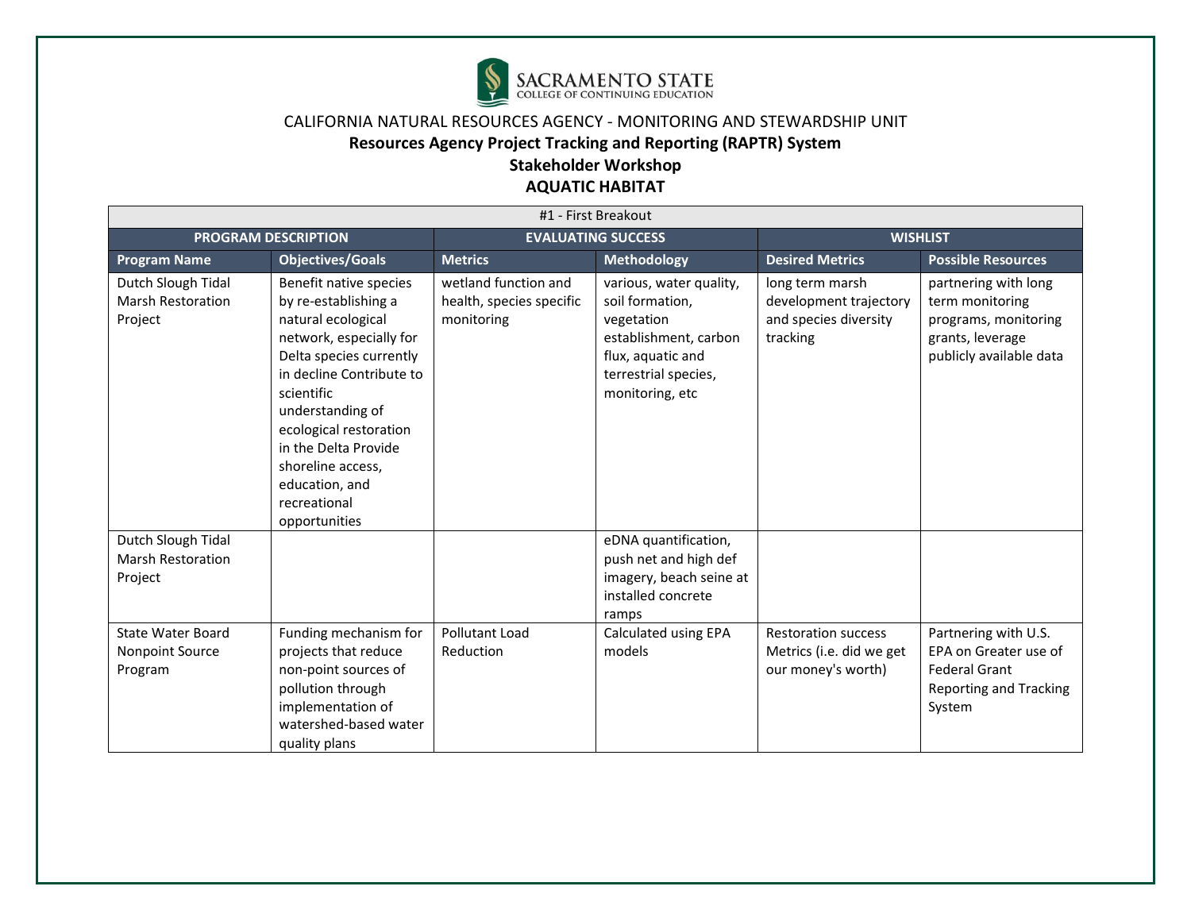CALIFORNIA NATURAL RESOURCES AGENCY - MONITORING AND STEWARDSHIP UNIT

**Resources Agency Project Tracking and Reporting (RAPTR) System**

**Stakeholder Workshop**

**AQUATIC HABITAT**

| #1 - First Breakout | | | | | |
|---|---|---|---|---|---|
| **PROGRAM DESCRIPTION** | | **EVALUATING SUCCESS** | | **WISHLIST** | |
| **Program Name** | **Objectives/Goals** | **Metrics** | **Methodology** | **Desired Metrics** | **Possible Resources** |
| Dutch Slough Tidal Marsh Restoration Project | Benefit native species by re-establishing a natural ecological network, especially for Delta species currently in decline Contribute to scientific understanding of ecological restoration in the Delta Provide shoreline access, education, and recreational opportunities | wetland function and health, species specific monitoring | various, water quality, soil formation, vegetation establishment, carbon flux, aquatic and terrestrial species, monitoring, etc | long term marsh development trajectory and species diversity tracking | partnering with long term monitoring programs, monitoring grants, leverage publicly available data |
| Dutch Slough Tidal Marsh Restoration Project | | | eDNA quantification, push net and high def imagery, beach seine at installed concrete ramps | | |
| State Water Board Nonpoint Source Program | Funding mechanism for projects that reduce non-point sources of pollution through implementation of watershed-based water quality plans | Pollutant Load Reduction | Calculated using EPA models | Restoration success Metrics (i.e. did we get our money's worth) | Partnering with U.S. EPA on Greater use of Federal Grant Reporting and Tracking System |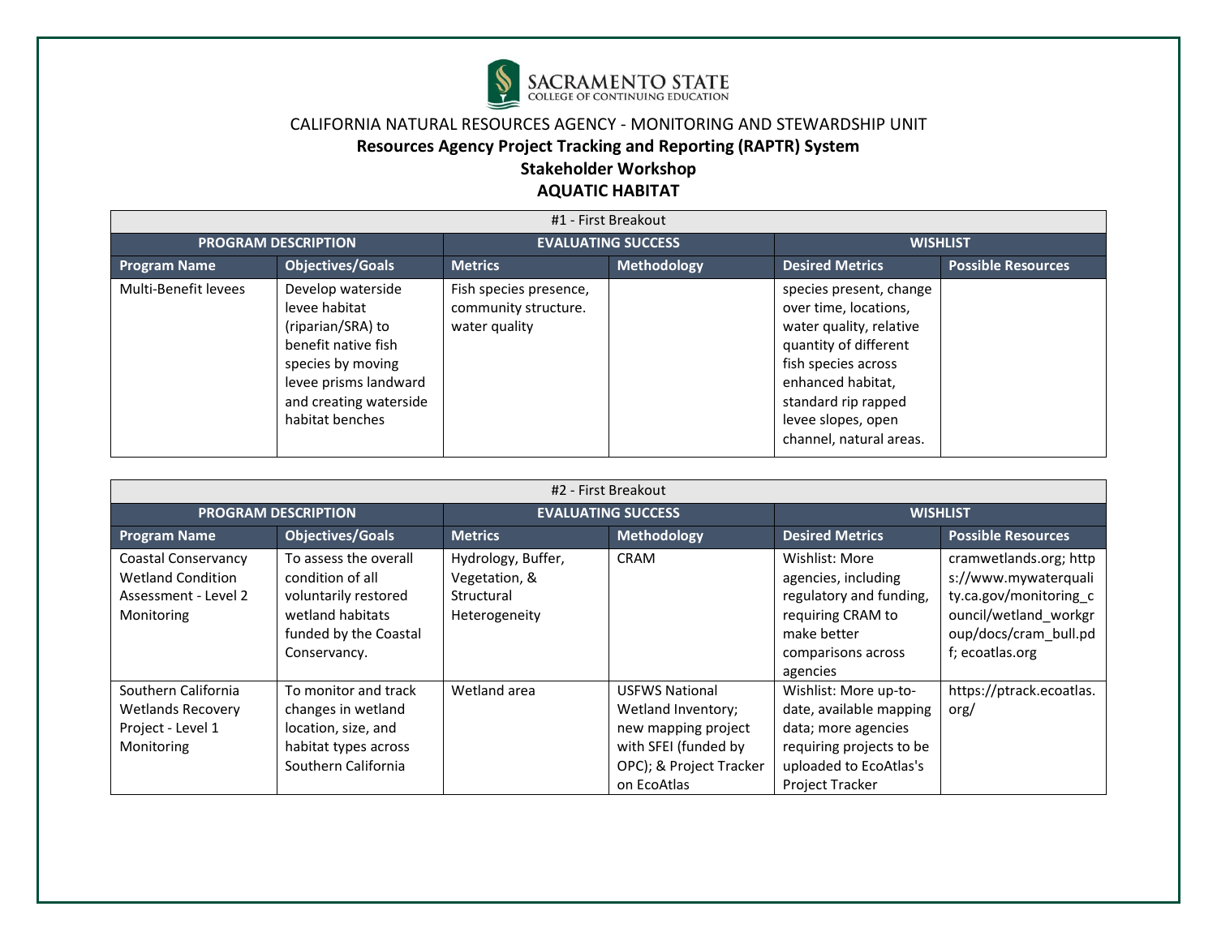SACRAMENTO STATE
COLLEGE OF CONTINUING EDUCATION

CALIFORNIA NATURAL RESOURCES AGENCY - MONITORING AND STEWARDSHIP UNIT

**Resources Agency Project Tracking and Reporting (RAPTR) System**

**Stakeholder Workshop**

**AQUATIC HABITAT**

| #1 - First Breakout | | | | | |
|---|---|---|---|---|---|
| **PROGRAM DESCRIPTION** | | **EVALUATING SUCCESS** | | **WISHLIST** | |
| **Program Name** | **Objectives/Goals** | **Metrics** | **Methodology** | **Desired Metrics** | **Possible Resources** |
| Multi-Benefit levees | Develop waterside levee habitat (riparian/SRA) to benefit native fish species by moving levee prisms landward and creating waterside habitat benches | Fish species presence, community structure. water quality | | species present, change over time, locations, water quality, relative quantity of different fish species across enhanced habitat, standard rip rapped levee slopes, open channel, natural areas. | |

| #2 - First Breakout | | | | | |
|---|---|---|---|---|---|
| **PROGRAM DESCRIPTION** | | **EVALUATING SUCCESS** | | **WISHLIST** | |
| **Program Name** | **Objectives/Goals** | **Metrics** | **Methodology** | **Desired Metrics** | **Possible Resources** |
| Coastal Conservancy Wetland Condition Assessment - Level 2 Monitoring | To assess the overall condition of all voluntarily restored wetland habitats funded by the Coastal Conservancy. | Hydrology, Buffer, Vegetation, & Structural Heterogeneity | CRAM | Wishlist: More agencies, including regulatory and funding, requiring CRAM to make better comparisons across agencies | cramwetlands.org; https://www.mywaterquality.ca.gov/monitoring_council/wetland_workgroup/docs/cram_bull.pdf; ecoatlas.org |
| Southern California Wetlands Recovery Project - Level 1 Monitoring | To monitor and track changes in wetland location, size, and habitat types across Southern California | Wetland area | USFWS National Wetland Inventory; new mapping project with SFEI (funded by OPC); & Project Tracker on EcoAtlas | Wishlist: More up-to-date, available mapping data; more agencies requiring projects to be uploaded to EcoAtlas's Project Tracker | https://ptrack.ecoatlas.org/ |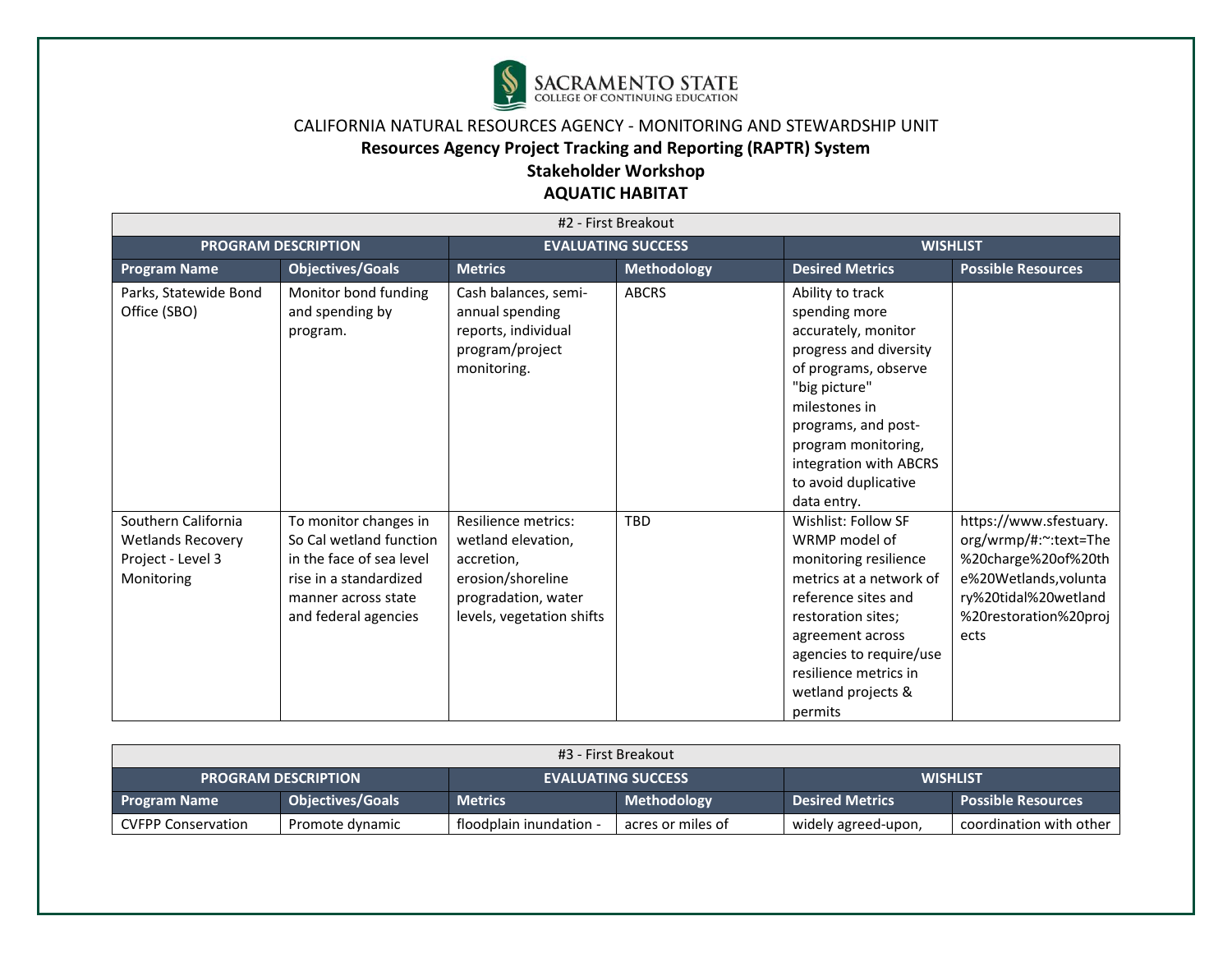SACRAMENTO STATE
COLLEGE OF CONTINUING EDUCATION

CALIFORNIA NATURAL RESOURCES AGENCY - MONITORING AND STEWARDSHIP UNIT

**Resources Agency Project Tracking and Reporting (RAPTR) System**

**Stakeholder Workshop**

**AQUATIC HABITAT**

| #2 - First Breakout | | | | | |
|---|---|---|---|---|---|
| **PROGRAM DESCRIPTION** | | **EVALUATING SUCCESS** | | **WISHLIST** | |
| **Program Name** | **Objectives/Goals** | **Metrics** | **Methodology** | **Desired Metrics** | **Possible Resources** |
| Parks, Statewide Bond Office (SBO) | Monitor bond funding and spending by program. | Cash balances, semi-annual spending reports, individual program/project monitoring. | ABCRS | Ability to track spending more accurately, monitor progress and diversity of programs, observe "big picture" milestones in programs, and post-program monitoring, integration with ABCRS to avoid duplicative data entry. | |
| Southern California Wetlands Recovery Project - Level 3 Monitoring | To monitor changes in So Cal wetland function in the face of sea level rise in a standardized manner across state and federal agencies | Resilience metrics: wetland elevation, accretion, erosion/shoreline progradation, water levels, vegetation shifts | TBD | Wishlist: Follow SF WRMP model of monitoring resilience metrics at a network of reference sites and restoration sites; agreement across agencies to require/use resilience metrics in wetland projects & permits | https://www.sfestuary.org/wrmp/#:~:text=The%20charge%20of%20the%20Wetlands,voluntary%20tidal%20wetland%20restoration%20projects |

| #3 - First Breakout | | | | | |
|---|---|---|---|---|---|
| **PROGRAM DESCRIPTION** | | **EVALUATING SUCCESS** | | **WISHLIST** | |
| **Program Name** | **Objectives/Goals** | **Metrics** | **Methodology** | **Desired Metrics** | **Possible Resources** |
| CVFPP Conservation | Promote dynamic | floodplain inundation - | acres or miles of | widely agreed-upon, | coordination with other |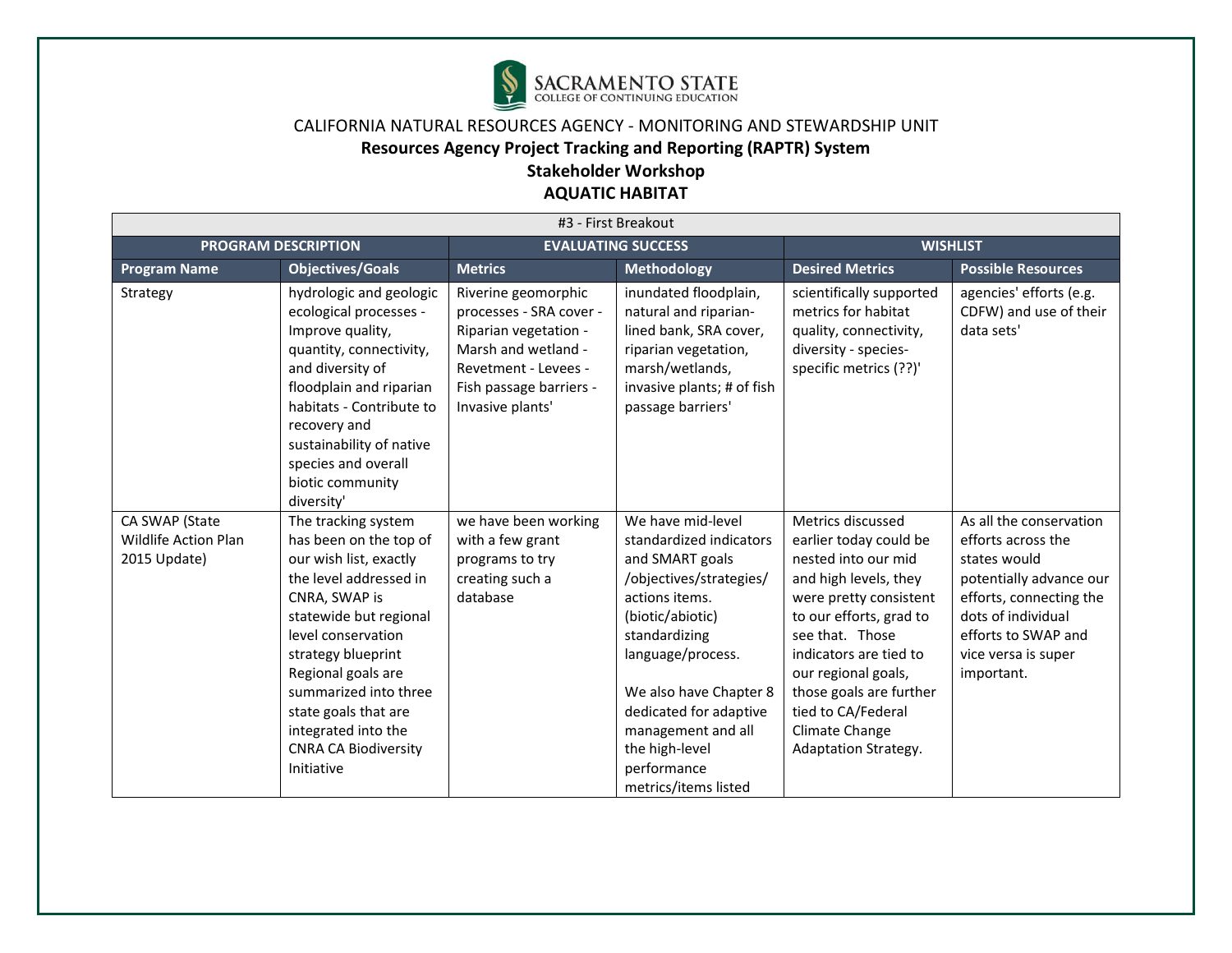SACRAMENTO STATE
COLLEGE OF CONTINUING EDUCATION

CALIFORNIA NATURAL RESOURCES AGENCY - MONITORING AND STEWARDSHIP UNIT

**Resources Agency Project Tracking and Reporting (RAPTR) System**

**Stakeholder Workshop**

**AQUATIC HABITAT**

| #3 - First Breakout | | | | | |
|---|---|---|---|---|---|
| **PROGRAM DESCRIPTION** | | **EVALUATING SUCCESS** | | **WISHLIST** | |
| **Program Name** | **Objectives/Goals** | **Metrics** | **Methodology** | **Desired Metrics** | **Possible Resources** |
| Strategy | hydrologic and geologic ecological processes - Improve quality, quantity, connectivity, and diversity of floodplain and riparian habitats - Contribute to recovery and sustainability of native species and overall biotic community diversity' | Riverine geomorphic processes - SRA cover - Riparian vegetation - Marsh and wetland - Revetment - Levees - Fish passage barriers - Invasive plants' | inundated floodplain, natural and riparian-lined bank, SRA cover, riparian vegetation, marsh/wetlands, invasive plants; # of fish passage barriers' | scientifically supported metrics for habitat quality, connectivity, diversity - species-specific metrics (??)' | agencies' efforts (e.g. CDFW) and use of their data sets' |
| CA SWAP (State Wildlife Action Plan 2015 Update) | The tracking system has been on the top of our wish list, exactly the level addressed in CNRA, SWAP is statewide but regional level conservation strategy blueprint Regional goals are summarized into three state goals that are integrated into the CNRA CA Biodiversity Initiative | we have been working with a few grant programs to try creating such a database | We have mid-level standardized indicators and SMART goals /objectives/strategies/ actions items. (biotic/abiotic) standardizing language/process.<br><br>We also have Chapter 8 dedicated for adaptive management and all the high-level performance metrics/items listed | Metrics discussed earlier today could be nested into our mid and high levels, they were pretty consistent to our efforts, grad to see that. Those indicators are tied to our regional goals, those goals are further tied to CA/Federal Climate Change Adaptation Strategy. | As all the conservation efforts across the states would potentially advance our efforts, connecting the dots of individual efforts to SWAP and vice versa is super important. |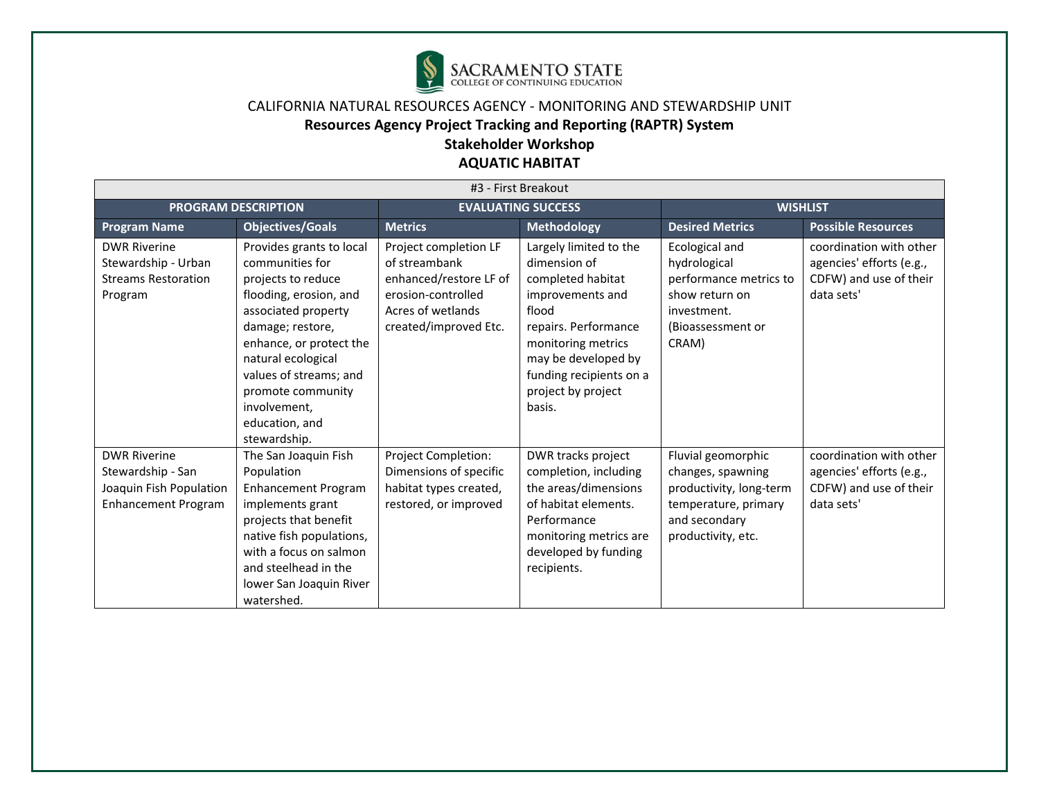SACRAMENTO STATE
COLLEGE OF CONTINUING EDUCATION

CALIFORNIA NATURAL RESOURCES AGENCY - MONITORING AND STEWARDSHIP UNIT

**Resources Agency Project Tracking and Reporting (RAPTR) System**

**Stakeholder Workshop**

**AQUATIC HABITAT**

| #3 - First Breakout | | | | | |
|---|---|---|---|---|---|
| **PROGRAM DESCRIPTION** | | **EVALUATING SUCCESS** | | **WISHLIST** | |
| **Program Name** | **Objectives/Goals** | **Metrics** | **Methodology** | **Desired Metrics** | **Possible Resources** |
| DWR Riverine Stewardship - Urban Streams Restoration Program | Provides grants to local communities for projects to reduce flooding, erosion, and associated property damage; restore, enhance, or protect the natural ecological values of streams; and promote community involvement, education, and stewardship. | Project completion LF of streambank enhanced/restore LF of erosion-controlled Acres of wetlands created/improved Etc. | Largely limited to the dimension of completed habitat improvements and flood repairs. Performance monitoring metrics may be developed by funding recipients on a project by project basis. | Ecological and hydrological performance metrics to show return on investment. (Bioassessment or CRAM) | coordination with other agencies' efforts (e.g., CDFW) and use of their data sets' |
| DWR Riverine Stewardship - San Joaquin Fish Population Enhancement Program | The San Joaquin Fish Population Enhancement Program implements grant projects that benefit native fish populations, with a focus on salmon and steelhead in the lower San Joaquin River watershed. | Project Completion: Dimensions of specific habitat types created, restored, or improved | DWR tracks project completion, including the areas/dimensions of habitat elements. Performance monitoring metrics are developed by funding recipients. | Fluvial geomorphic changes, spawning productivity, long-term temperature, primary and secondary productivity, etc. | coordination with other agencies' efforts (e.g., CDFW) and use of their data sets' |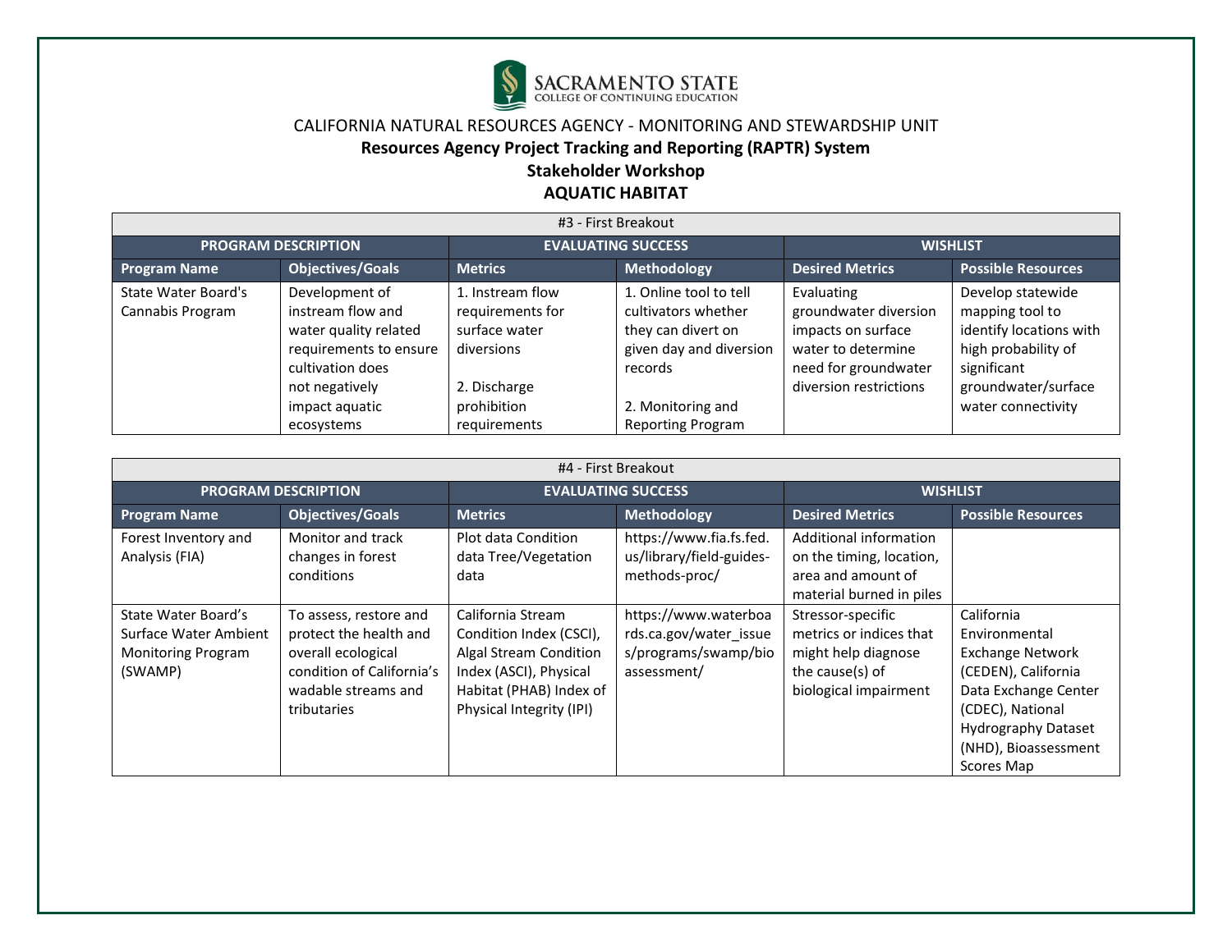CALIFORNIA NATURAL RESOURCES AGENCY - MONITORING AND STEWARDSHIP UNIT

**Resources Agency Project Tracking and Reporting (RAPTR) System**

**Stakeholder Workshop**

**AQUATIC HABITAT**

| #3 - First Breakout | | | | | |
|---|---|---|---|---|---|
| **PROGRAM DESCRIPTION** | | **EVALUATING SUCCESS** | | **WISHLIST** | |
| **Program Name** | **Objectives/Goals** | **Metrics** | **Methodology** | **Desired Metrics** | **Possible Resources** |
| State Water Board's Cannabis Program | Development of instream flow and water quality related requirements to ensure cultivation does not negatively impact aquatic ecosystems | 1. Instream flow requirements for surface water diversions<br><br>2. Discharge prohibition requirements | 1. Online tool to tell cultivators whether they can divert on given day and diversion records<br><br>2. Monitoring and Reporting Program | Evaluating groundwater diversion impacts on surface water to determine need for groundwater diversion restrictions | Develop statewide mapping tool to identify locations with high probability of significant groundwater/surface water connectivity |

| #4 - First Breakout | | | | | |
|---|---|---|---|---|---|
| **PROGRAM DESCRIPTION** | | **EVALUATING SUCCESS** | | **WISHLIST** | |
| **Program Name** | **Objectives/Goals** | **Metrics** | **Methodology** | **Desired Metrics** | **Possible Resources** |
| Forest Inventory and Analysis (FIA) | Monitor and track changes in forest conditions | Plot data Condition data Tree/Vegetation data | https://www.fia.fs.fed.us/library/field-guides-methods-proc/ | Additional information on the timing, location, area and amount of material burned in piles | |
| State Water Board's Surface Water Ambient Monitoring Program (SWAMP) | To assess, restore and protect the health and overall ecological condition of California's wadable streams and tributaries | California Stream Condition Index (CSCI), Algal Stream Condition Index (ASCI), Physical Habitat (PHAB) Index of Physical Integrity (IPI) | https://www.waterboards.ca.gov/water_issues/programs/swamp/bioassessment/ | Stressor-specific metrics or indices that might help diagnose the cause(s) of biological impairment | California Environmental Exchange Network (CEDEN), California Data Exchange Center (CDEC), National Hydrography Dataset (NHD), Bioassessment Scores Map |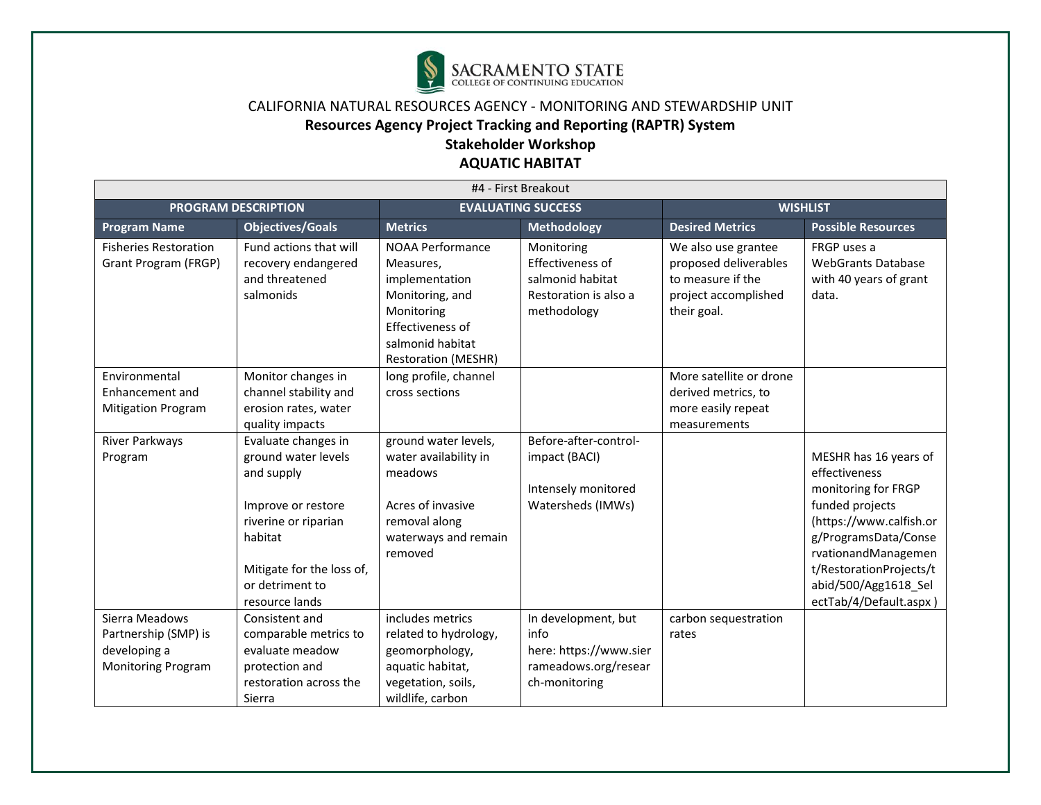SACRAMENTO STATE
COLLEGE OF CONTINUING EDUCATION

CALIFORNIA NATURAL RESOURCES AGENCY - MONITORING AND STEWARDSHIP UNIT

**Resources Agency Project Tracking and Reporting (RAPTR) System**

**Stakeholder Workshop**

**AQUATIC HABITAT**

| #4 - First Breakout | | | | | |
|---|---|---|---|---|---|
| **PROGRAM DESCRIPTION** | | **EVALUATING SUCCESS** | | **WISHLIST** | |
| **Program Name** | **Objectives/Goals** | **Metrics** | **Methodology** | **Desired Metrics** | **Possible Resources** |
| Fisheries Restoration Grant Program (FRGP) | Fund actions that will recovery endangered and threatened salmonids | NOAA Performance Measures, implementation Monitoring, and Monitoring Effectiveness of salmonid habitat Restoration (MESHR) | Monitoring Effectiveness of salmonid habitat Restoration is also a methodology | We also use grantee proposed deliverables to measure if the project accomplished their goal. | FRGP uses a WebGrants Database with 40 years of grant data. |
| Environmental Enhancement and Mitigation Program | Monitor changes in channel stability and erosion rates, water quality impacts | long profile, channel cross sections | | More satellite or drone derived metrics, to more easily repeat measurements | |
| River Parkways Program | Evaluate changes in ground water levels and supply<br><br>Improve or restore riverine or riparian habitat<br><br>Mitigate for the loss of, or detriment to resource lands | ground water levels, water availability in meadows<br><br>Acres of invasive removal along waterways and remain removed | Before-after-control-impact (BACI)<br><br>Intensely monitored Watersheds (IMWs) | | MESHR has 16 years of effectiveness monitoring for FRGP funded projects (https://www.calfish.org/ProgramsData/ConservationandManagement/RestorationProjects/tabid/500/Agg1618_SelectTab/4/Default.aspx ) |
| Sierra Meadows Partnership (SMP) is developing a Monitoring Program | Consistent and comparable metrics to evaluate meadow protection and restoration across the Sierra | includes metrics related to hydrology, geomorphology, aquatic habitat, vegetation, soils, wildlife, carbon | In development, but info here: https://www.sierrameadows.org/research-monitoring | carbon sequestration rates | |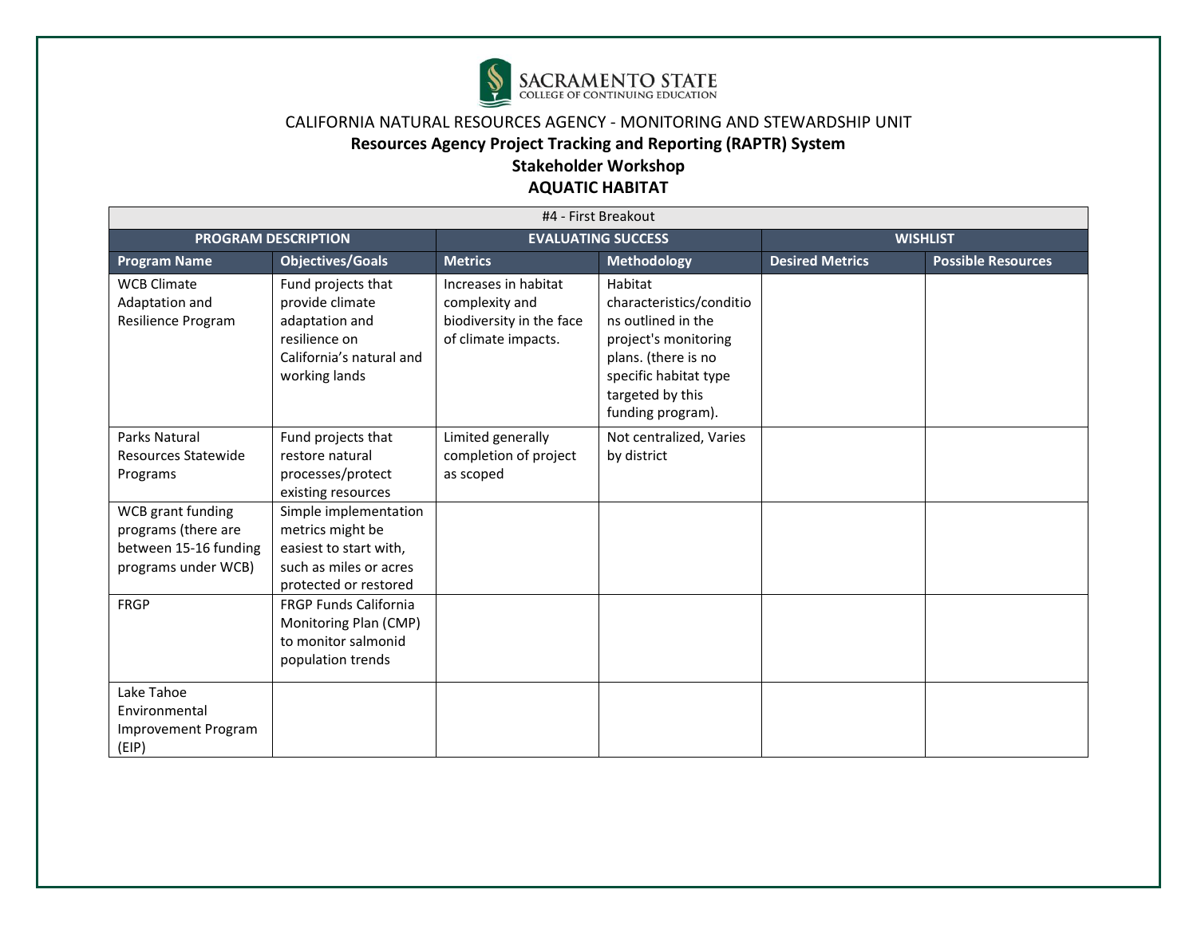SACRAMENTO STATE
COLLEGE OF CONTINUING EDUCATION

CALIFORNIA NATURAL RESOURCES AGENCY - MONITORING AND STEWARDSHIP UNIT

**Resources Agency Project Tracking and Reporting (RAPTR) System**

**Stakeholder Workshop**

**AQUATIC HABITAT**

| #4 - First Breakout | | | | | |
|---|---|---|---|---|---|
| **PROGRAM DESCRIPTION** | | **EVALUATING SUCCESS** | | **WISHLIST** | |
| **Program Name** | **Objectives/Goals** | **Metrics** | **Methodology** | **Desired Metrics** | **Possible Resources** |
| WCB Climate Adaptation and Resilience Program | Fund projects that provide climate adaptation and resilience on California's natural and working lands | Increases in habitat complexity and biodiversity in the face of climate impacts. | Habitat characteristics/conditions outlined in the project's monitoring plans. (there is no specific habitat type targeted by this funding program). | | |
| Parks Natural Resources Statewide Programs | Fund projects that restore natural processes/protect existing resources | Limited generally completion of project as scoped | Not centralized, Varies by district | | |
| WCB grant funding programs (there are between 15-16 funding programs under WCB) | Simple implementation metrics might be easiest to start with, such as miles or acres protected or restored | | | | |
| FRGP | FRGP Funds California Monitoring Plan (CMP) to monitor salmonid population trends | | | | |
| Lake Tahoe Environmental Improvement Program (EIP) | | | | | |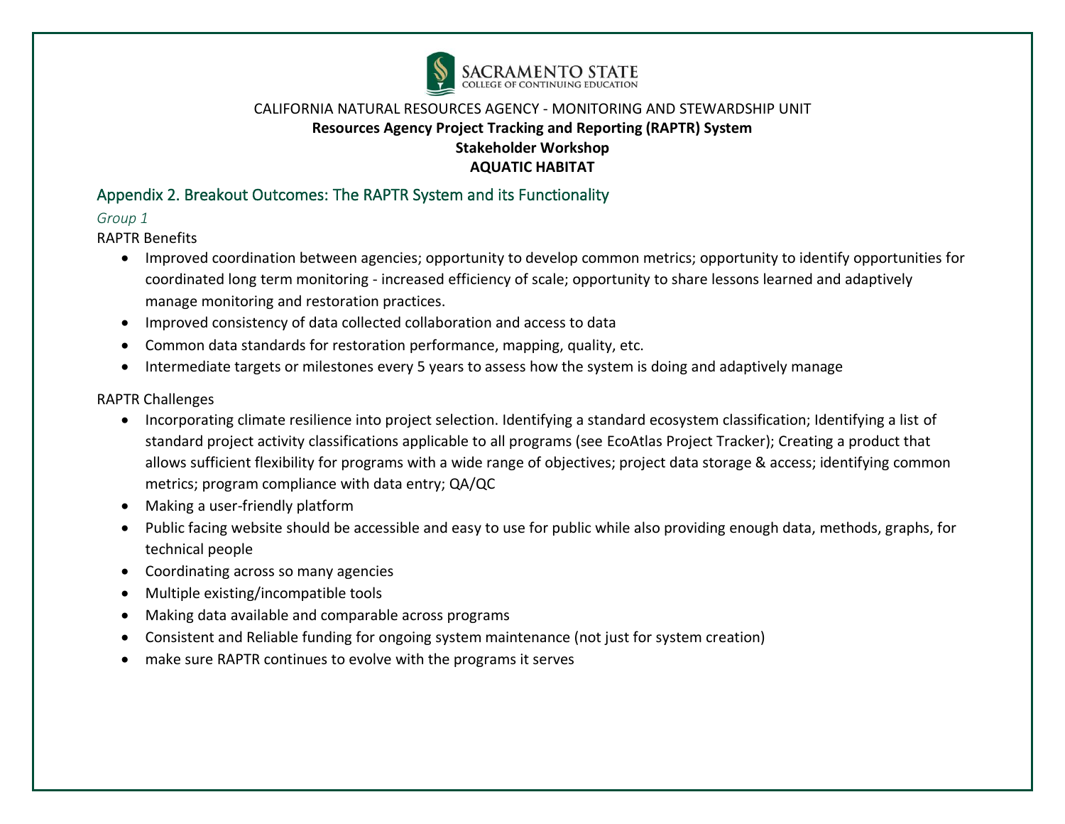CALIFORNIA NATURAL RESOURCES AGENCY - MONITORING AND STEWARDSHIP UNIT

**Resources Agency Project Tracking and Reporting (RAPTR) System**

**Stakeholder Workshop**

**AQUATIC HABITAT**

## Appendix 2. Breakout Outcomes: The RAPTR System and its Functionality

### *Group 1*

RAPTR Benefits

- Improved coordination between agencies; opportunity to develop common metrics; opportunity to identify opportunities for coordinated long term monitoring - increased efficiency of scale; opportunity to share lessons learned and adaptively manage monitoring and restoration practices.
- Improved consistency of data collected collaboration and access to data
- Common data standards for restoration performance, mapping, quality, etc.
- Intermediate targets or milestones every 5 years to assess how the system is doing and adaptively manage

RAPTR Challenges

- Incorporating climate resilience into project selection. Identifying a standard ecosystem classification; Identifying a list of standard project activity classifications applicable to all programs (see EcoAtlas Project Tracker); Creating a product that allows sufficient flexibility for programs with a wide range of objectives; project data storage & access; identifying common metrics; program compliance with data entry; QA/QC
- Making a user-friendly platform
- Public facing website should be accessible and easy to use for public while also providing enough data, methods, graphs, for technical people
- Coordinating across so many agencies
- Multiple existing/incompatible tools
- Making data available and comparable across programs
- Consistent and Reliable funding for ongoing system maintenance (not just for system creation)
- make sure RAPTR continues to evolve with the programs it serves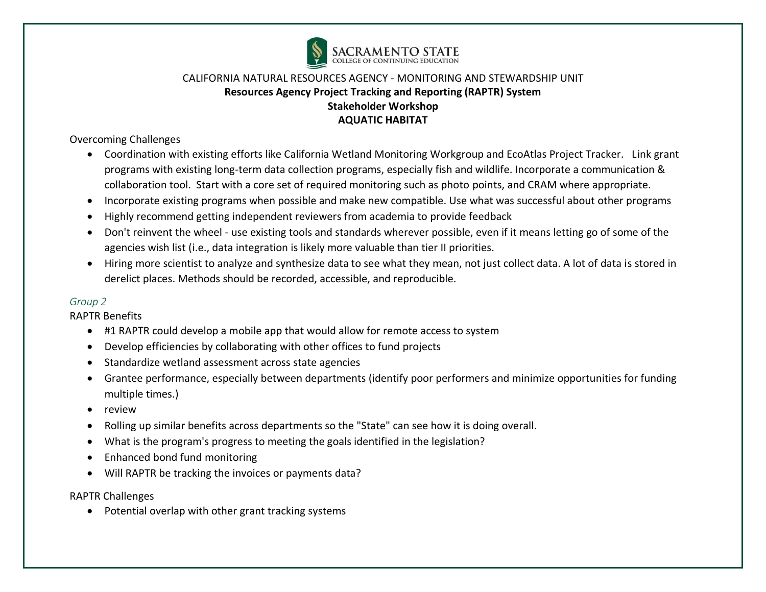CALIFORNIA NATURAL RESOURCES AGENCY - MONITORING AND STEWARDSHIP UNIT

**Resources Agency Project Tracking and Reporting (RAPTR) System**

**Stakeholder Workshop**

**AQUATIC HABITAT**

Overcoming Challenges

- Coordination with existing efforts like California Wetland Monitoring Workgroup and EcoAtlas Project Tracker. Link grant programs with existing long-term data collection programs, especially fish and wildlife. Incorporate a communication & collaboration tool. Start with a core set of required monitoring such as photo points, and CRAM where appropriate.
- Incorporate existing programs when possible and make new compatible. Use what was successful about other programs
- Highly recommend getting independent reviewers from academia to provide feedback
- Don't reinvent the wheel - use existing tools and standards wherever possible, even if it means letting go of some of the agencies wish list (i.e., data integration is likely more valuable than tier II priorities.
- Hiring more scientist to analyze and synthesize data to see what they mean, not just collect data. A lot of data is stored in derelict places. Methods should be recorded, accessible, and reproducible.

*Group 2*

RAPTR Benefits

- #1 RAPTR could develop a mobile app that would allow for remote access to system
- Develop efficiencies by collaborating with other offices to fund projects
- Standardize wetland assessment across state agencies
- Grantee performance, especially between departments (identify poor performers and minimize opportunities for funding multiple times.)
- review
- Rolling up similar benefits across departments so the "State" can see how it is doing overall.
- What is the program's progress to meeting the goals identified in the legislation?
- Enhanced bond fund monitoring
- Will RAPTR be tracking the invoices or payments data?

RAPTR Challenges

- Potential overlap with other grant tracking systems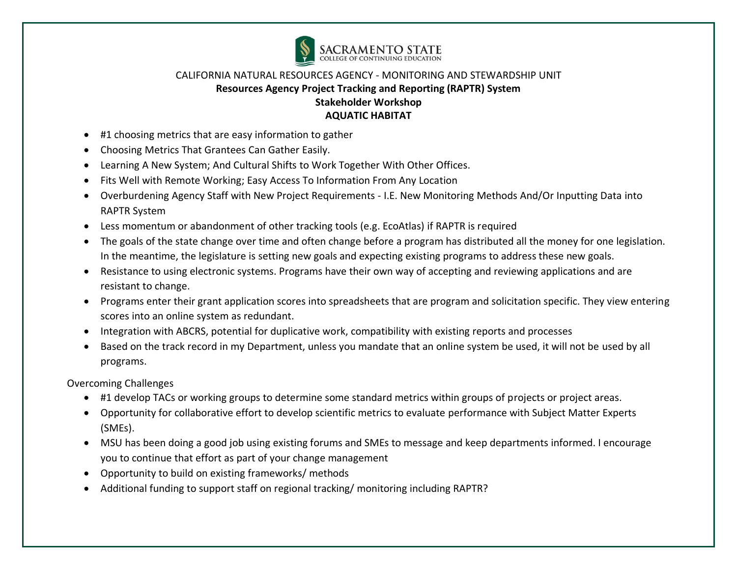SACRAMENTO STATE
COLLEGE OF CONTINUING EDUCATION

CALIFORNIA NATURAL RESOURCES AGENCY - MONITORING AND STEWARDSHIP UNIT

**Resources Agency Project Tracking and Reporting (RAPTR) System**

**Stakeholder Workshop**

**AQUATIC HABITAT**

- #1 choosing metrics that are easy information to gather
- Choosing Metrics That Grantees Can Gather Easily.
- Learning A New System; And Cultural Shifts to Work Together With Other Offices.
- Fits Well with Remote Working; Easy Access To Information From Any Location
- Overburdening Agency Staff with New Project Requirements - I.E. New Monitoring Methods And/Or Inputting Data into RAPTR System
- Less momentum or abandonment of other tracking tools (e.g. EcoAtlas) if RAPTR is required
- The goals of the state change over time and often change before a program has distributed all the money for one legislation. In the meantime, the legislature is setting new goals and expecting existing programs to address these new goals.
- Resistance to using electronic systems. Programs have their own way of accepting and reviewing applications and are resistant to change.
- Programs enter their grant application scores into spreadsheets that are program and solicitation specific. They view entering scores into an online system as redundant.
- Integration with ABCRS, potential for duplicative work, compatibility with existing reports and processes
- Based on the track record in my Department, unless you mandate that an online system be used, it will not be used by all programs.

Overcoming Challenges

- #1 develop TACs or working groups to determine some standard metrics within groups of projects or project areas.
- Opportunity for collaborative effort to develop scientific metrics to evaluate performance with Subject Matter Experts (SMEs).
- MSU has been doing a good job using existing forums and SMEs to message and keep departments informed. I encourage you to continue that effort as part of your change management
- Opportunity to build on existing frameworks/ methods
- Additional funding to support staff on regional tracking/ monitoring including RAPTR?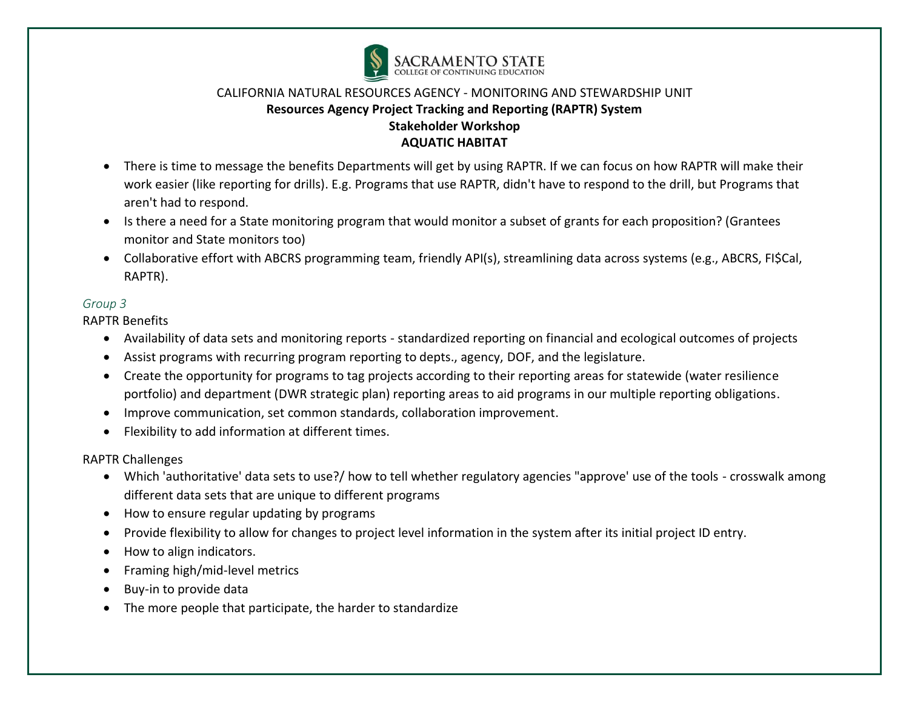CALIFORNIA NATURAL RESOURCES AGENCY - MONITORING AND STEWARDSHIP UNIT

**Resources Agency Project Tracking and Reporting (RAPTR) System**

**Stakeholder Workshop**

**AQUATIC HABITAT**

- There is time to message the benefits Departments will get by using RAPTR. If we can focus on how RAPTR will make their work easier (like reporting for drills). E.g. Programs that use RAPTR, didn't have to respond to the drill, but Programs that aren't had to respond.
- Is there a need for a State monitoring program that would monitor a subset of grants for each proposition? (Grantees monitor and State monitors too)
- Collaborative effort with ABCRS programming team, friendly API(s), streamlining data across systems (e.g., ABCRS, FI$Cal, RAPTR).

*Group 3*

RAPTR Benefits

- Availability of data sets and monitoring reports - standardized reporting on financial and ecological outcomes of projects
- Assist programs with recurring program reporting to depts., agency, DOF, and the legislature.
- Create the opportunity for programs to tag projects according to their reporting areas for statewide (water resilience portfolio) and department (DWR strategic plan) reporting areas to aid programs in our multiple reporting obligations.
- Improve communication, set common standards, collaboration improvement.
- Flexibility to add information at different times.

RAPTR Challenges

- Which 'authoritative' data sets to use?/ how to tell whether regulatory agencies "approve' use of the tools - crosswalk among different data sets that are unique to different programs
- How to ensure regular updating by programs
- Provide flexibility to allow for changes to project level information in the system after its initial project ID entry.
- How to align indicators.
- Framing high/mid-level metrics
- Buy-in to provide data
- The more people that participate, the harder to standardize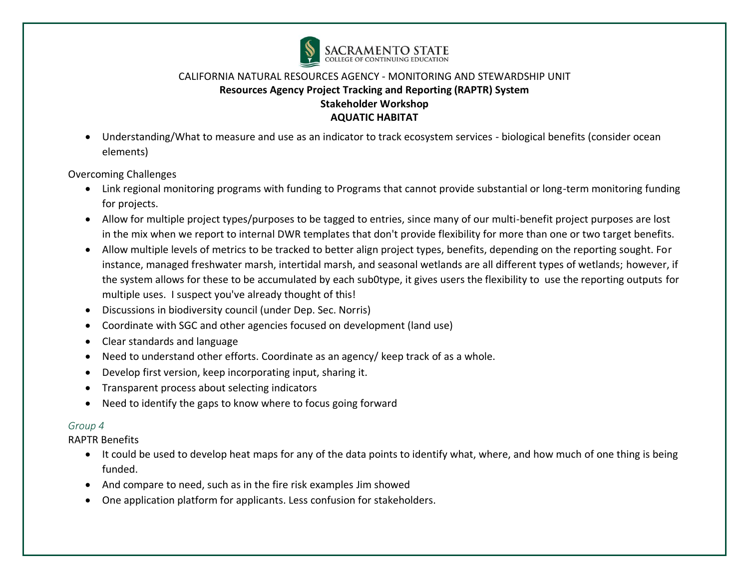CALIFORNIA NATURAL RESOURCES AGENCY - MONITORING AND STEWARDSHIP UNIT

**Resources Agency Project Tracking and Reporting (RAPTR) System**

**Stakeholder Workshop**

**AQUATIC HABITAT**

- Understanding/What to measure and use as an indicator to track ecosystem services - biological benefits (consider ocean elements)

Overcoming Challenges

- Link regional monitoring programs with funding to Programs that cannot provide substantial or long-term monitoring funding for projects.
- Allow for multiple project types/purposes to be tagged to entries, since many of our multi-benefit project purposes are lost in the mix when we report to internal DWR templates that don't provide flexibility for more than one or two target benefits.
- Allow multiple levels of metrics to be tracked to better align project types, benefits, depending on the reporting sought. For instance, managed freshwater marsh, intertidal marsh, and seasonal wetlands are all different types of wetlands; however, if the system allows for these to be accumulated by each sub0type, it gives users the flexibility to use the reporting outputs for multiple uses. I suspect you've already thought of this!
- Discussions in biodiversity council (under Dep. Sec. Norris)
- Coordinate with SGC and other agencies focused on development (land use)
- Clear standards and language
- Need to understand other efforts. Coordinate as an agency/ keep track of as a whole.
- Develop first version, keep incorporating input, sharing it.
- Transparent process about selecting indicators
- Need to identify the gaps to know where to focus going forward

*Group 4*

RAPTR Benefits

- It could be used to develop heat maps for any of the data points to identify what, where, and how much of one thing is being funded.
- And compare to need, such as in the fire risk examples Jim showed
- One application platform for applicants. Less confusion for stakeholders.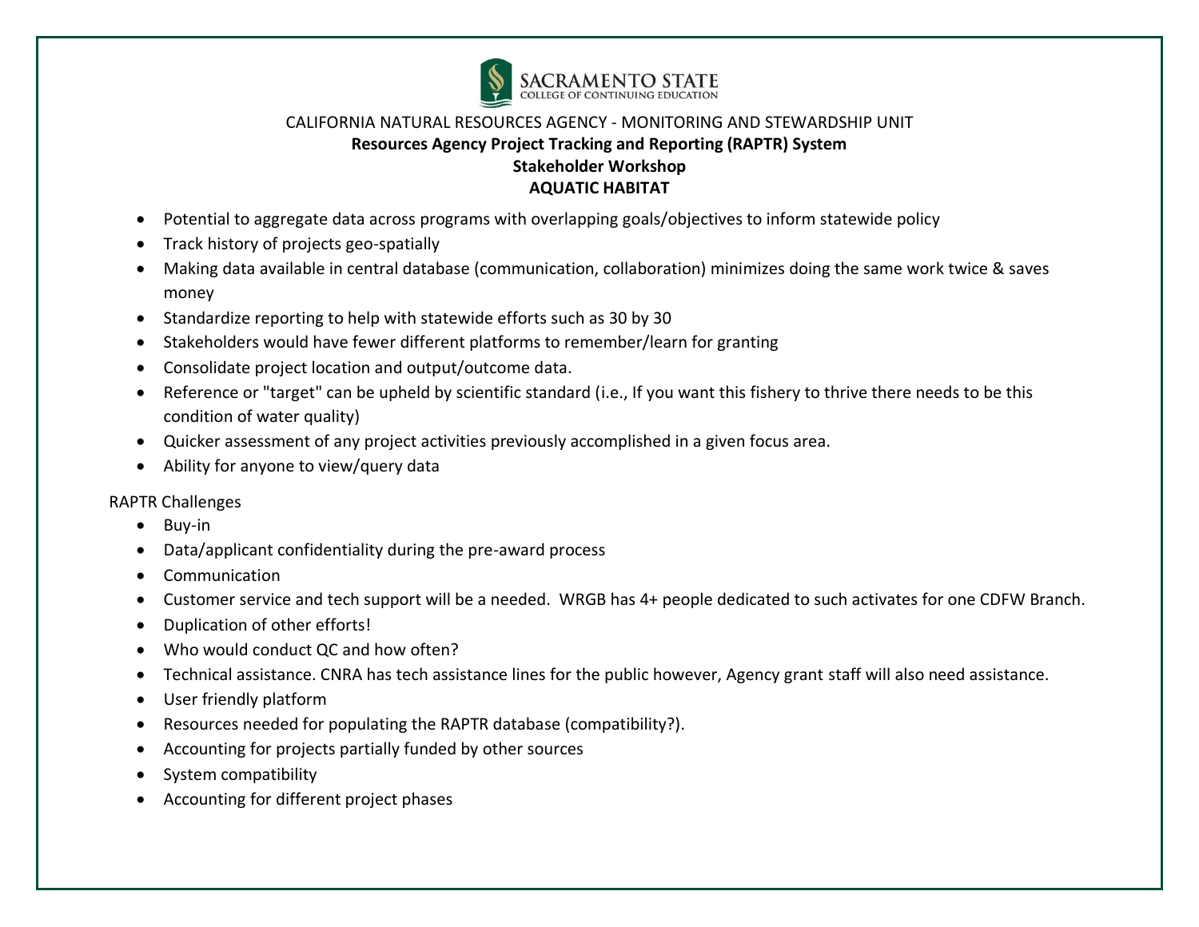SACRAMENTO STATE
COLLEGE OF CONTINUING EDUCATION

CALIFORNIA NATURAL RESOURCES AGENCY - MONITORING AND STEWARDSHIP UNIT

**Resources Agency Project Tracking and Reporting (RAPTR) System**

**Stakeholder Workshop**

**AQUATIC HABITAT**

- Potential to aggregate data across programs with overlapping goals/objectives to inform statewide policy
- Track history of projects geo-spatially
- Making data available in central database (communication, collaboration) minimizes doing the same work twice & saves money
- Standardize reporting to help with statewide efforts such as 30 by 30
- Stakeholders would have fewer different platforms to remember/learn for granting
- Consolidate project location and output/outcome data.
- Reference or "target" can be upheld by scientific standard (i.e., If you want this fishery to thrive there needs to be this condition of water quality)
- Quicker assessment of any project activities previously accomplished in a given focus area.
- Ability for anyone to view/query data

RAPTR Challenges

- Buy-in
- Data/applicant confidentiality during the pre-award process
- Communication
- Customer service and tech support will be a needed. WRGB has 4+ people dedicated to such activates for one CDFW Branch.
- Duplication of other efforts!
- Who would conduct QC and how often?
- Technical assistance. CNRA has tech assistance lines for the public however, Agency grant staff will also need assistance.
- User friendly platform
- Resources needed for populating the RAPTR database (compatibility?).
- Accounting for projects partially funded by other sources
- System compatibility
- Accounting for different project phases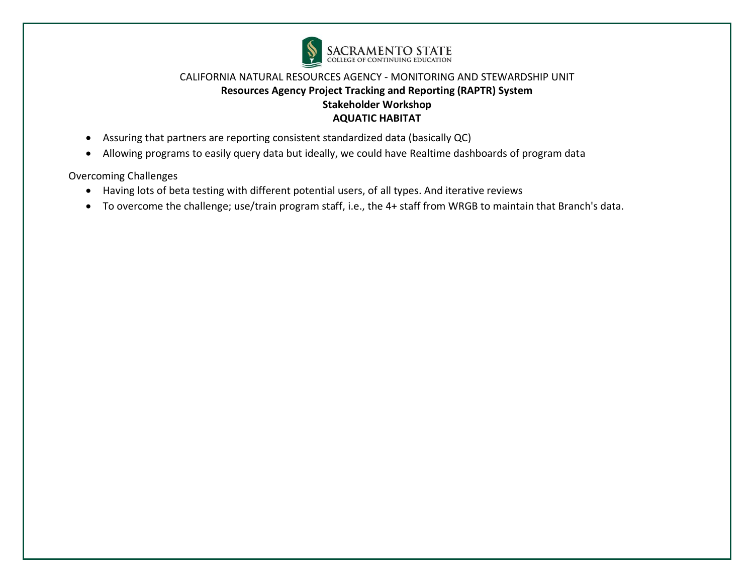CALIFORNIA NATURAL RESOURCES AGENCY - MONITORING AND STEWARDSHIP UNIT

**Resources Agency Project Tracking and Reporting (RAPTR) System**

**Stakeholder Workshop**

**AQUATIC HABITAT**

- Assuring that partners are reporting consistent standardized data (basically QC)
- Allowing programs to easily query data but ideally, we could have Realtime dashboards of program data

Overcoming Challenges

- Having lots of beta testing with different potential users, of all types. And iterative reviews
- To overcome the challenge; use/train program staff, i.e., the 4+ staff from WRGB to maintain that Branch's data.